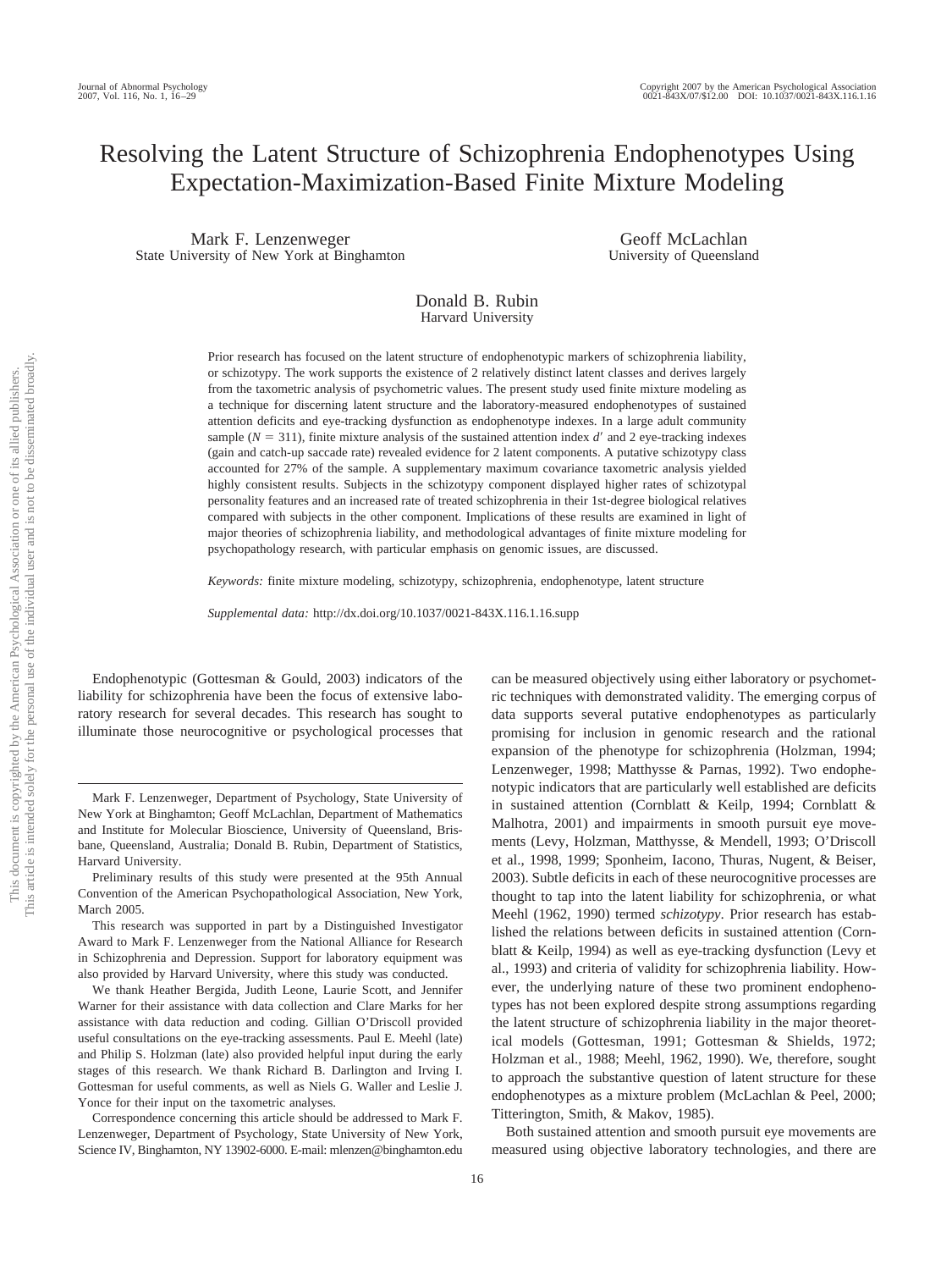# Resolving the Latent Structure of Schizophrenia Endophenotypes Using Expectation-Maximization-Based Finite Mixture Modeling

Mark F. Lenzenweger
State University of New York at Binghamton

Geoff McLachlan
University of Queensland

Donald B. Rubin
Harvard University

Prior research has focused on the latent structure of endophenotypic markers of schizophrenia liability, or schizotypy. The work supports the existence of 2 relatively distinct latent classes and derives largely from the taxometric analysis of psychometric values. The present study used finite mixture modeling as a technique for discerning latent structure and the laboratory-measured endophenotypes of sustained attention deficits and eye-tracking dysfunction as endophenotype indexes. In a large adult community sample ($N = 311$), finite mixture analysis of the sustained attention index $d'$ and 2 eye-tracking indexes (gain and catch-up saccade rate) revealed evidence for 2 latent components. A putative schizotypy class accounted for 27% of the sample. A supplementary maximum covariance taxometric analysis yielded highly consistent results. Subjects in the schizotypy component displayed higher rates of schizotypal personality features and an increased rate of treated schizophrenia in their 1st-degree biological relatives compared with subjects in the other component. Implications of these results are examined in light of major theories of schizophrenia liability, and methodological advantages of finite mixture modeling for psychopathology research, with particular emphasis on genomic issues, are discussed.

*Keywords:* finite mixture modeling, schizotypy, schizophrenia, endophenotype, latent structure

*Supplemental data:* http://dx.doi.org/10.1037/0021-843X.116.1.16.supp

Endophenotypic (Gottesman & Gould, 2003) indicators of the liability for schizophrenia have been the focus of extensive laboratory research for several decades. This research has sought to illuminate those neurocognitive or psychological processes that can be measured objectively using either laboratory or psychometric techniques with demonstrated validity. The emerging corpus of data supports several putative endophenotypes as particularly promising for inclusion in genomic research and the rational expansion of the phenotype for schizophrenia (Holzman, 1994; Lenzenweger, 1998; Matthysse & Parnas, 1992). Two endophenotypic indicators that are particularly well established are deficits in sustained attention (Cornblatt & Keilp, 1994; Cornblatt & Malhotra, 2001) and impairments in smooth pursuit eye movements (Levy, Holzman, Matthysse, & Mendell, 1993; O'Driscoll et al., 1998, 1999; Sponheim, Iacono, Thuras, Nugent, & Beiser, 2003). Subtle deficits in each of these neurocognitive processes are thought to tap into the latent liability for schizophrenia, or what Meehl (1962, 1990) termed *schizotypy*. Prior research has established the relations between deficits in sustained attention (Cornblatt & Keilp, 1994) as well as eye-tracking dysfunction (Levy et al., 1993) and criteria of validity for schizophrenia liability. However, the underlying nature of these two prominent endophenotypes has not been explored despite strong assumptions regarding the latent structure of schizophrenia liability in the major theoretical models (Gottesman, 1991; Gottesman & Shields, 1972; Holzman et al., 1988; Meehl, 1962, 1990). We, therefore, sought to approach the substantive question of latent structure for these endophenotypes as a mixture problem (McLachlan & Peel, 2000; Titterington, Smith, & Makov, 1985).

Both sustained attention and smooth pursuit eye movements are measured using objective laboratory technologies, and there are

---

Mark F. Lenzenweger, Department of Psychology, State University of New York at Binghamton; Geoff McLachlan, Department of Mathematics and Institute for Molecular Bioscience, University of Queensland, Brisbane, Queensland, Australia; Donald B. Rubin, Department of Statistics, Harvard University.

Preliminary results of this study were presented at the 95th Annual Convention of the American Psychopathological Association, New York, March 2005.

This research was supported in part by a Distinguished Investigator Award to Mark F. Lenzenweger from the National Alliance for Research in Schizophrenia and Depression. Support for laboratory equipment was also provided by Harvard University, where this study was conducted.

We thank Heather Bergida, Judith Leone, Laurie Scott, and Jennifer Warner for their assistance with data collection and Clare Marks for her assistance with data reduction and coding. Gillian O'Driscoll provided useful consultations on the eye-tracking assessments. Paul E. Meehl (late) and Philip S. Holzman (late) also provided helpful input during the early stages of this research. We thank Richard B. Darlington and Irving I. Gottesman for useful comments, as well as Niels G. Waller and Leslie J. Yonce for their input on the taxometric analyses.

Correspondence concerning this article should be addressed to Mark F. Lenzenweger, Department of Psychology, State University of New York, Science IV, Binghamton, NY 13902-6000. E-mail: mlenzen@binghamton.edu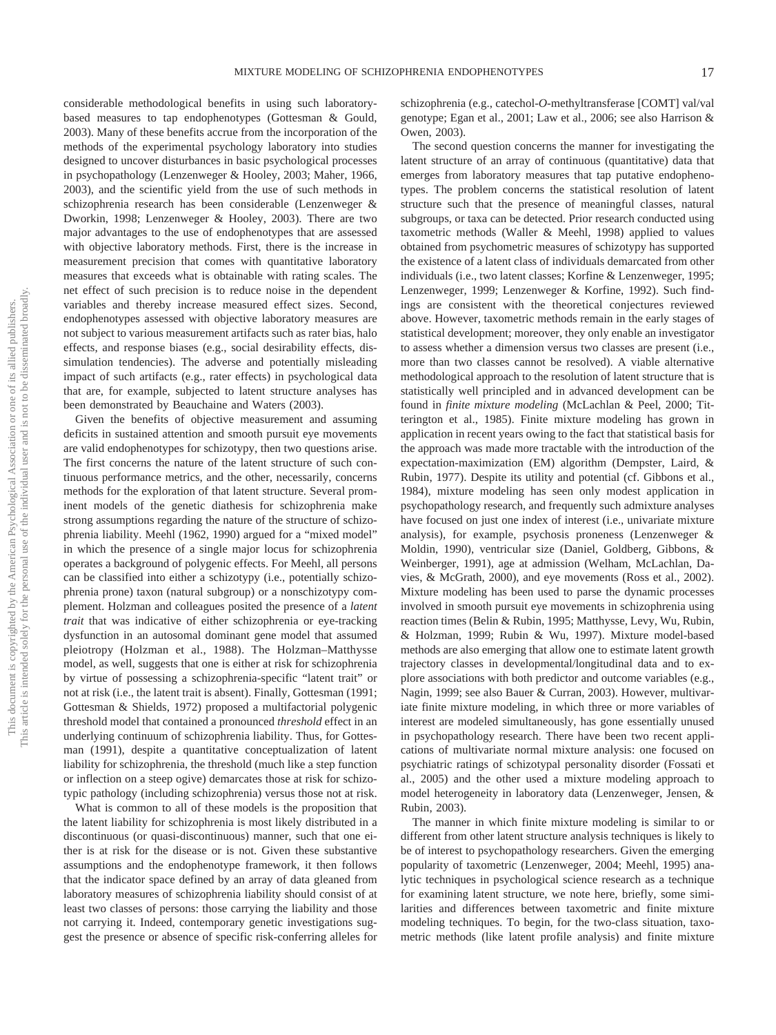considerable methodological benefits in using such laboratory-based measures to tap endophenotypes (Gottesman & Gould, 2003). Many of these benefits accrue from the incorporation of the methods of the experimental psychology laboratory into studies designed to uncover disturbances in basic psychological processes in psychopathology (Lenzenweger & Hooley, 2003; Maher, 1966, 2003), and the scientific yield from the use of such methods in schizophrenia research has been considerable (Lenzenweger & Dworkin, 1998; Lenzenweger & Hooley, 2003). There are two major advantages to the use of endophenotypes that are assessed with objective laboratory methods. First, there is the increase in measurement precision that comes with quantitative laboratory measures that exceeds what is obtainable with rating scales. The net effect of such precision is to reduce noise in the dependent variables and thereby increase measured effect sizes. Second, endophenotypes assessed with objective laboratory measures are not subject to various measurement artifacts such as rater bias, halo effects, and response biases (e.g., social desirability effects, dissimulation tendencies). The adverse and potentially misleading impact of such artifacts (e.g., rater effects) in psychological data that are, for example, subjected to latent structure analyses has been demonstrated by Beauchaine and Waters (2003).

Given the benefits of objective measurement and assuming deficits in sustained attention and smooth pursuit eye movements are valid endophenotypes for schizotypy, then two questions arise. The first concerns the nature of the latent structure of such continuous performance metrics, and the other, necessarily, concerns methods for the exploration of that latent structure. Several prominent models of the genetic diathesis for schizophrenia make strong assumptions regarding the nature of the structure of schizophrenia liability. Meehl (1962, 1990) argued for a "mixed model" in which the presence of a single major locus for schizophrenia operates a background of polygenic effects. For Meehl, all persons can be classified into either a schizotypy (i.e., potentially schizophrenia prone) taxon (natural subgroup) or a nonschizotypy complement. Holzman and colleagues posited the presence of a *latent trait* that was indicative of either schizophrenia or eye-tracking dysfunction in an autosomal dominant gene model that assumed pleiotropy (Holzman et al., 1988). The Holzman–Matthysse model, as well, suggests that one is either at risk for schizophrenia by virtue of possessing a schizophrenia-specific "latent trait" or not at risk (i.e., the latent trait is absent). Finally, Gottesman (1991; Gottesman & Shields, 1972) proposed a multifactorial polygenic threshold model that contained a pronounced *threshold* effect in an underlying continuum of schizophrenia liability. Thus, for Gottesman (1991), despite a quantitative conceptualization of latent liability for schizophrenia, the threshold (much like a step function or inflection on a steep ogive) demarcates those at risk for schizotypic pathology (including schizophrenia) versus those not at risk.

What is common to all of these models is the proposition that the latent liability for schizophrenia is most likely distributed in a discontinuous (or quasi-discontinuous) manner, such that one either is at risk for the disease or is not. Given these substantive assumptions and the endophenotype framework, it then follows that the indicator space defined by an array of data gleaned from laboratory measures of schizophrenia liability should consist of at least two classes of persons: those carrying the liability and those not carrying it. Indeed, contemporary genetic investigations suggest the presence or absence of specific risk-conferring alleles for schizophrenia (e.g., catechol-*O*-methyltransferase [COMT] val/val genotype; Egan et al., 2001; Law et al., 2006; see also Harrison & Owen, 2003).

The second question concerns the manner for investigating the latent structure of an array of continuous (quantitative) data that emerges from laboratory measures that tap putative endophenotypes. The problem concerns the statistical resolution of latent structure such that the presence of meaningful classes, natural subgroups, or taxa can be detected. Prior research conducted using taxometric methods (Waller & Meehl, 1998) applied to values obtained from psychometric measures of schizotypy has supported the existence of a latent class of individuals demarcated from other individuals (i.e., two latent classes; Korfine & Lenzenweger, 1995; Lenzenweger, 1999; Lenzenweger & Korfine, 1992). Such findings are consistent with the theoretical conjectures reviewed above. However, taxometric methods remain in the early stages of statistical development; moreover, they only enable an investigator to assess whether a dimension versus two classes are present (i.e., more than two classes cannot be resolved). A viable alternative methodological approach to the resolution of latent structure that is statistically well principled and in advanced development can be found in *finite mixture modeling* (McLachlan & Peel, 2000; Titterington et al., 1985). Finite mixture modeling has grown in application in recent years owing to the fact that statistical basis for the approach was made more tractable with the introduction of the expectation-maximization (EM) algorithm (Dempster, Laird, & Rubin, 1977). Despite its utility and potential (cf. Gibbons et al., 1984), mixture modeling has seen only modest application in psychopathology research, and frequently such admixture analyses have focused on just one index of interest (i.e., univariate mixture analysis), for example, psychosis proneness (Lenzenweger & Moldin, 1990), ventricular size (Daniel, Goldberg, Gibbons, & Weinberger, 1991), age at admission (Welham, McLachlan, Davies, & McGrath, 2000), and eye movements (Ross et al., 2002). Mixture modeling has been used to parse the dynamic processes involved in smooth pursuit eye movements in schizophrenia using reaction times (Belin & Rubin, 1995; Matthysse, Levy, Wu, Rubin, & Holzman, 1999; Rubin & Wu, 1997). Mixture model-based methods are also emerging that allow one to estimate latent growth trajectory classes in developmental/longitudinal data and to explore associations with both predictor and outcome variables (e.g., Nagin, 1999; see also Bauer & Curran, 2003). However, multivariate finite mixture modeling, in which three or more variables of interest are modeled simultaneously, has gone essentially unused in psychopathology research. There have been two recent applications of multivariate normal mixture analysis: one focused on psychiatric ratings of schizotypal personality disorder (Fossati et al., 2005) and the other used a mixture modeling approach to model heterogeneity in laboratory data (Lenzenweger, Jensen, & Rubin, 2003).

The manner in which finite mixture modeling is similar to or different from other latent structure analysis techniques is likely to be of interest to psychopathology researchers. Given the emerging popularity of taxometric (Lenzenweger, 2004; Meehl, 1995) analytic techniques in psychological science research as a technique for examining latent structure, we note here, briefly, some similarities and differences between taxometric and finite mixture modeling techniques. To begin, for the two-class situation, taxometric methods (like latent profile analysis) and finite mixture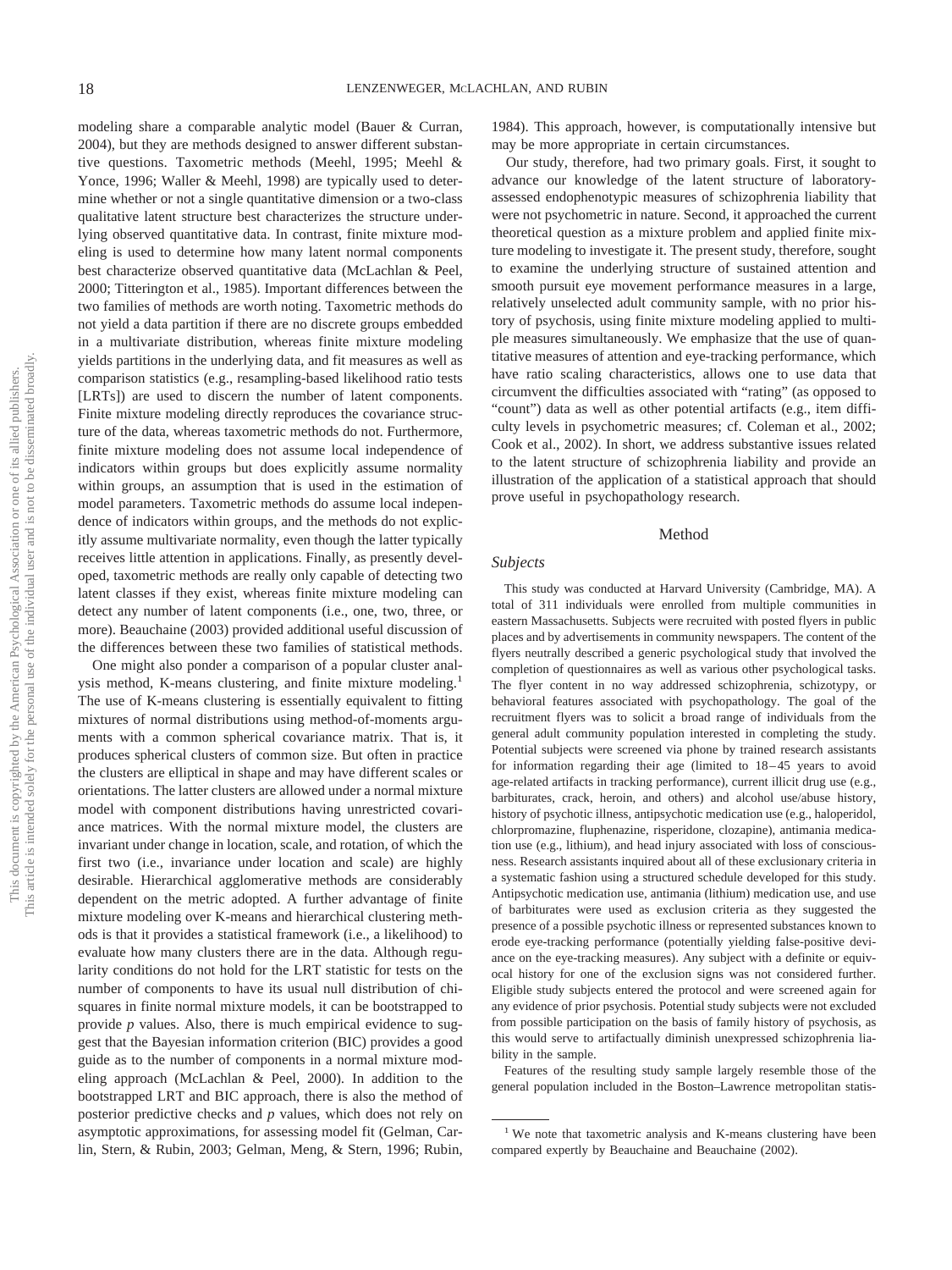modeling share a comparable analytic model (Bauer & Curran, 2004), but they are methods designed to answer different substantive questions. Taxometric methods (Meehl, 1995; Meehl & Yonce, 1996; Waller & Meehl, 1998) are typically used to determine whether or not a single quantitative dimension or a two-class qualitative latent structure best characterizes the structure underlying observed quantitative data. In contrast, finite mixture modeling is used to determine how many latent normal components best characterize observed quantitative data (McLachlan & Peel, 2000; Titterington et al., 1985). Important differences between the two families of methods are worth noting. Taxometric methods do not yield a data partition if there are no discrete groups embedded in a multivariate distribution, whereas finite mixture modeling yields partitions in the underlying data, and fit measures as well as comparison statistics (e.g., resampling-based likelihood ratio tests [LRTs]) are used to discern the number of latent components. Finite mixture modeling directly reproduces the covariance structure of the data, whereas taxometric methods do not. Furthermore, finite mixture modeling does not assume local independence of indicators within groups but does explicitly assume normality within groups, an assumption that is used in the estimation of model parameters. Taxometric methods do assume local independence of indicators within groups, and the methods do not explicitly assume multivariate normality, even though the latter typically receives little attention in applications. Finally, as presently developed, taxometric methods are really only capable of detecting two latent classes if they exist, whereas finite mixture modeling can detect any number of latent components (i.e., one, two, three, or more). Beauchaine (2003) provided additional useful discussion of the differences between these two families of statistical methods.

One might also ponder a comparison of a popular cluster analysis method, K-means clustering, and finite mixture modeling.[1] The use of K-means clustering is essentially equivalent to fitting mixtures of normal distributions using method-of-moments arguments with a common spherical covariance matrix. That is, it produces spherical clusters of common size. But often in practice the clusters are elliptical in shape and may have different scales or orientations. The latter clusters are allowed under a normal mixture model with component distributions having unrestricted covariance matrices. With the normal mixture model, the clusters are invariant under change in location, scale, and rotation, of which the first two (i.e., invariance under location and scale) are highly desirable. Hierarchical agglomerative methods are considerably dependent on the metric adopted. A further advantage of finite mixture modeling over K-means and hierarchical clustering methods is that it provides a statistical framework (i.e., a likelihood) to evaluate how many clusters there are in the data. Although regularity conditions do not hold for the LRT statistic for tests on the number of components to have its usual null distribution of chi-squares in finite normal mixture models, it can be bootstrapped to provide *p* values. Also, there is much empirical evidence to suggest that the Bayesian information criterion (BIC) provides a good guide as to the number of components in a normal mixture modeling approach (McLachlan & Peel, 2000). In addition to the bootstrapped LRT and BIC approach, there is also the method of posterior predictive checks and *p* values, which does not rely on asymptotic approximations, for assessing model fit (Gelman, Carlin, Stern, & Rubin, 2003; Gelman, Meng, & Stern, 1996; Rubin, 1984). This approach, however, is computationally intensive but may be more appropriate in certain circumstances.

Our study, therefore, had two primary goals. First, it sought to advance our knowledge of the latent structure of laboratory-assessed endophenotypic measures of schizophrenia liability that were not psychometric in nature. Second, it approached the current theoretical question as a mixture problem and applied finite mixture modeling to investigate it. The present study, therefore, sought to examine the underlying structure of sustained attention and smooth pursuit eye movement performance measures in a large, relatively unselected adult community sample, with no prior history of psychosis, using finite mixture modeling applied to multiple measures simultaneously. We emphasize that the use of quantitative measures of attention and eye-tracking performance, which have ratio scaling characteristics, allows one to use data that circumvent the difficulties associated with "rating" (as opposed to "count") data as well as other potential artifacts (e.g., item difficulty levels in psychometric measures; cf. Coleman et al., 2002; Cook et al., 2002). In short, we address substantive issues related to the latent structure of schizophrenia liability and provide an illustration of the application of a statistical approach that should prove useful in psychopathology research.

## Method

### *Subjects*

This study was conducted at Harvard University (Cambridge, MA). A total of 311 individuals were enrolled from multiple communities in eastern Massachusetts. Subjects were recruited with posted flyers in public places and by advertisements in community newspapers. The content of the flyers neutrally described a generic psychological study that involved the completion of questionnaires as well as various other psychological tasks. The flyer content in no way addressed schizophrenia, schizotypy, or behavioral features associated with psychopathology. The goal of the recruitment flyers was to solicit a broad range of individuals from the general adult community population interested in completing the study. Potential subjects were screened via phone by trained research assistants for information regarding their age (limited to 18–45 years to avoid age-related artifacts in tracking performance), current illicit drug use (e.g., barbiturates, crack, heroin, and others) and alcohol use/abuse history, history of psychotic illness, antipsychotic medication use (e.g., haloperidol, chlorpromazine, fluphenazine, risperidone, clozapine), antimania medication use (e.g., lithium), and head injury associated with loss of consciousness. Research assistants inquired about all of these exclusionary criteria in a systematic fashion using a structured schedule developed for this study. Antipsychotic medication use, antimania (lithium) medication use, and use of barbiturates were used as exclusion criteria as they suggested the presence of a possible psychotic illness or represented substances known to erode eye-tracking performance (potentially yielding false-positive deviance on the eye-tracking measures). Any subject with a definite or equivocal history for one of the exclusion signs was not considered further. Eligible study subjects entered the protocol and were screened again for any evidence of prior psychosis. Potential study subjects were not excluded from possible participation on the basis of family history of psychosis, as this would serve to artifactually diminish unexpressed schizophrenia liability in the sample.

Features of the resulting study sample largely resemble those of the general population included in the Boston–Lawrence metropolitan statis-

[1] We note that taxometric analysis and K-means clustering have been compared expertly by Beauchaine and Beauchaine (2002).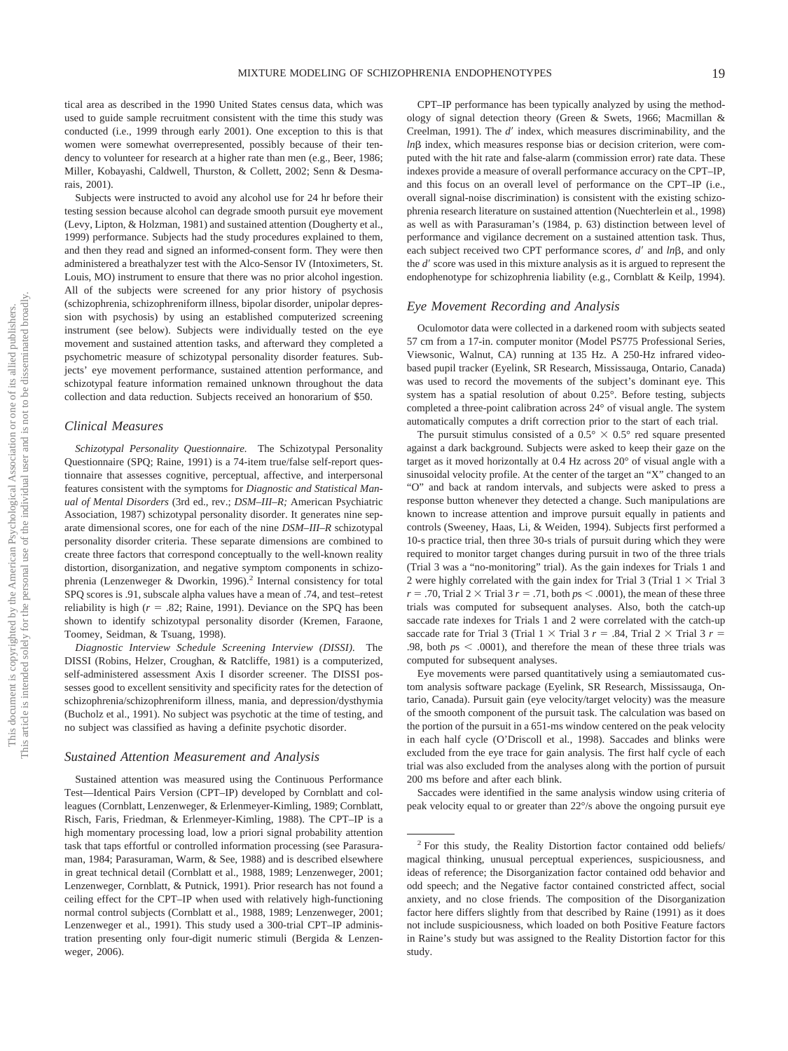tical area as described in the 1990 United States census data, which was used to guide sample recruitment consistent with the time this study was conducted (i.e., 1999 through early 2001). One exception to this is that women were somewhat overrepresented, possibly because of their tendency to volunteer for research at a higher rate than men (e.g., Beer, 1986; Miller, Kobayashi, Caldwell, Thurston, & Collett, 2002; Senn & Desmarais, 2001).

Subjects were instructed to avoid any alcohol use for 24 hr before their testing session because alcohol can degrade smooth pursuit eye movement (Levy, Lipton, & Holzman, 1981) and sustained attention (Dougherty et al., 1999) performance. Subjects had the study procedures explained to them, and then they read and signed an informed-consent form. They were then administered a breathalyzer test with the Alco-Sensor IV (Intoximeters, St. Louis, MO) instrument to ensure that there was no prior alcohol ingestion. All of the subjects were screened for any prior history of psychosis (schizophrenia, schizophreniform illness, bipolar disorder, unipolar depression with psychosis) by using an established computerized screening instrument (see below). Subjects were individually tested on the eye movement and sustained attention tasks, and afterward they completed a psychometric measure of schizotypal personality disorder features. Subjects' eye movement performance, sustained attention performance, and schizotypal feature information remained unknown throughout the data collection and data reduction. Subjects received an honorarium of $50.

## Clinical Measures

*Schizotypal Personality Questionnaire.* The Schizotypal Personality Questionnaire (SPQ; Raine, 1991) is a 74-item true/false self-report questionnaire that assesses cognitive, perceptual, affective, and interpersonal features consistent with the symptoms for *Diagnostic and Statistical Manual of Mental Disorders* (3rd ed., rev.; *DSM–III–R;* American Psychiatric Association, 1987) schizotypal personality disorder. It generates nine separate dimensional scores, one for each of the nine *DSM–III–R* schizotypal personality disorder criteria. These separate dimensions are combined to create three factors that correspond conceptually to the well-known reality distortion, disorganization, and negative symptom components in schizophrenia (Lenzenweger & Dworkin, 1996).[2] Internal consistency for total SPQ scores is .91, subscale alpha values have a mean of .74, and test–retest reliability is high ($r$ = .82; Raine, 1991). Deviance on the SPQ has been shown to identify schizotypal personality disorder (Kremen, Faraone, Toomey, Seidman, & Tsuang, 1998).

*Diagnostic Interview Schedule Screening Interview (DISSI).* The DISSI (Robins, Helzer, Croughan, & Ratcliffe, 1981) is a computerized, self-administered assessment Axis I disorder screener. The DISSI possesses good to excellent sensitivity and specificity rates for the detection of schizophrenia/schizophreniform illness, mania, and depression/dysthymia (Bucholz et al., 1991). No subject was psychotic at the time of testing, and no subject was classified as having a definite psychotic disorder.

## Sustained Attention Measurement and Analysis

Sustained attention was measured using the Continuous Performance Test—Identical Pairs Version (CPT–IP) developed by Cornblatt and colleagues (Cornblatt, Lenzenweger, & Erlenmeyer-Kimling, 1989; Cornblatt, Risch, Faris, Friedman, & Erlenmeyer-Kimling, 1988). The CPT–IP is a high momentary processing load, low a priori signal probability attention task that taps effortful or controlled information processing (see Parasuraman, 1984; Parasuraman, Warm, & See, 1988) and is described elsewhere in great technical detail (Cornblatt et al., 1988, 1989; Lenzenweger, 2001; Lenzenweger, Cornblatt, & Putnick, 1991). Prior research has not found a ceiling effect for the CPT–IP when used with relatively high-functioning normal control subjects (Cornblatt et al., 1988, 1989; Lenzenweger, 2001; Lenzenweger et al., 1991). This study used a 300-trial CPT–IP administration presenting only four-digit numeric stimuli (Bergida & Lenzenweger, 2006).

CPT–IP performance has been typically analyzed by using the methodology of signal detection theory (Green & Swets, 1966; Macmillan & Creelman, 1991). The $d'$ index, which measures discriminability, and the $ln\beta$ index, which measures response bias or decision criterion, were computed with the hit rate and false-alarm (commission error) rate data. These indexes provide a measure of overall performance accuracy on the CPT–IP, and this focus on an overall level of performance on the CPT–IP (i.e., overall signal-noise discrimination) is consistent with the existing schizophrenia research literature on sustained attention (Nuechterlein et al., 1998) as well as with Parasuraman's (1984, p. 63) distinction between level of performance and vigilance decrement on a sustained attention task. Thus, each subject received two CPT performance scores, $d'$ and $ln\beta$, and only the $d'$ score was used in this mixture analysis as it is argued to represent the endophenotype for schizophrenia liability (e.g., Cornblatt & Keilp, 1994).

## Eye Movement Recording and Analysis

Oculomotor data were collected in a darkened room with subjects seated 57 cm from a 17-in. computer monitor (Model PS775 Professional Series, Viewsonic, Walnut, CA) running at 135 Hz. A 250-Hz infrared video-based pupil tracker (Eyelink, SR Research, Mississauga, Ontario, Canada) was used to record the movements of the subject's dominant eye. This system has a spatial resolution of about 0.25°. Before testing, subjects completed a three-point calibration across 24° of visual angle. The system automatically computes a drift correction prior to the start of each trial.

The pursuit stimulus consisted of a 0.5° × 0.5° red square presented against a dark background. Subjects were asked to keep their gaze on the target as it moved horizontally at 0.4 Hz across 20° of visual angle with a sinusoidal velocity profile. At the center of the target an "X" changed to an "O" and back at random intervals, and subjects were asked to press a response button whenever they detected a change. Such manipulations are known to increase attention and improve pursuit equally in patients and controls (Sweeney, Haas, Li, & Weiden, 1994). Subjects first performed a 10-s practice trial, then three 30-s trials of pursuit during which they were required to monitor target changes during pursuit in two of the three trials (Trial 3 was a "no-monitoring" trial). As the gain indexes for Trials 1 and 2 were highly correlated with the gain index for Trial 3 (Trial 1 × Trial 3 $r$ = .70, Trial 2 × Trial 3 $r$ = .71, both $ps < .0001$), the mean of these three trials was computed for subsequent analyses. Also, both the catch-up saccade rate indexes for Trials 1 and 2 were correlated with the catch-up saccade rate for Trial 3 (Trial 1 × Trial 3 $r$ = .84, Trial 2 × Trial 3 $r$ = .98, both $ps < .0001$), and therefore the mean of these three trials was computed for subsequent analyses.

Eye movements were parsed quantitatively using a semiautomated custom analysis software package (Eyelink, SR Research, Mississauga, Ontario, Canada). Pursuit gain (eye velocity/target velocity) was the measure of the smooth component of the pursuit task. The calculation was based on the portion of the pursuit in a 651-ms window centered on the peak velocity in each half cycle (O'Driscoll et al., 1998). Saccades and blinks were excluded from the eye trace for gain analysis. The first half cycle of each trial was also excluded from the analyses along with the portion of pursuit 200 ms before and after each blink.

Saccades were identified in the same analysis window using criteria of peak velocity equal to or greater than 22°/s above the ongoing pursuit eye

[2] For this study, the Reality Distortion factor contained odd beliefs/magical thinking, unusual perceptual experiences, suspiciousness, and ideas of reference; the Disorganization factor contained odd behavior and odd speech; and the Negative factor contained constricted affect, social anxiety, and no close friends. The composition of the Disorganization factor here differs slightly from that described by Raine (1991) as it does not include suspiciousness, which loaded on both Positive Feature factors in Raine's study but was assigned to the Reality Distortion factor for this study.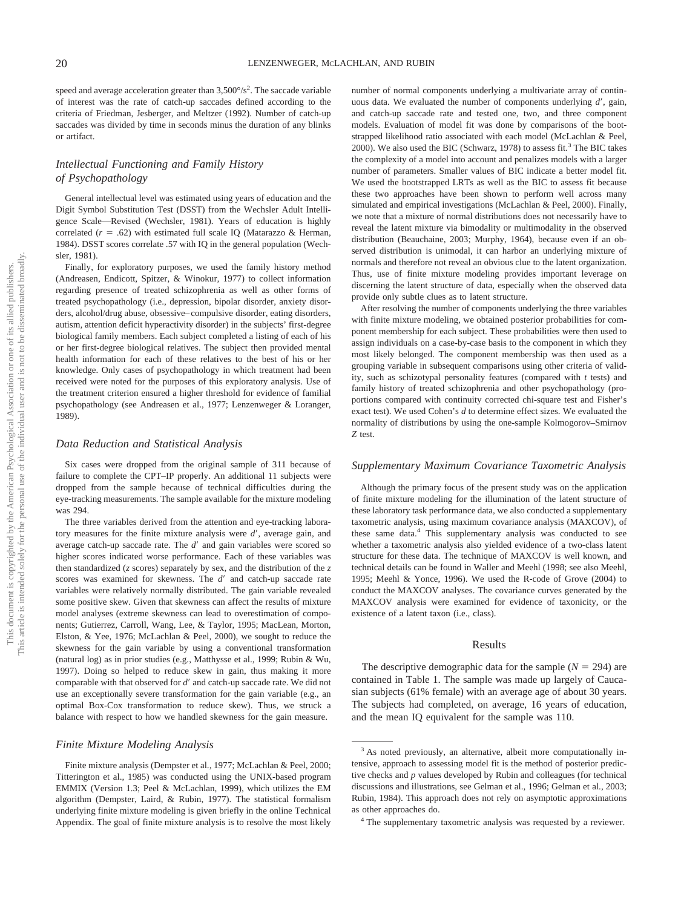speed and average acceleration greater than 3,500°/s$^2$. The saccade variable of interest was the rate of catch-up saccades defined according to the criteria of Friedman, Jesberger, and Meltzer (1992). Number of catch-up saccades was divided by time in seconds minus the duration of any blinks or artifact.

### *Intellectual Functioning and Family History of Psychopathology*

General intellectual level was estimated using years of education and the Digit Symbol Substitution Test (DSST) from the Wechsler Adult Intelligence Scale—Revised (Wechsler, 1981). Years of education is highly correlated ($r = .62$) with estimated full scale IQ (Matarazzo & Herman, 1984). DSST scores correlate .57 with IQ in the general population (Wechsler, 1981).

Finally, for exploratory purposes, we used the family history method (Andreasen, Endicott, Spitzer, & Winokur, 1977) to collect information regarding presence of treated schizophrenia as well as other forms of treated psychopathology (i.e., depression, bipolar disorder, anxiety disorders, alcohol/drug abuse, obsessive–compulsive disorder, eating disorders, autism, attention deficit hyperactivity disorder) in the subjects' first-degree biological family members. Each subject completed a listing of each of his or her first-degree biological relatives. The subject then provided mental health information for each of these relatives to the best of his or her knowledge. Only cases of psychopathology in which treatment had been received were noted for the purposes of this exploratory analysis. Use of the treatment criterion ensured a higher threshold for evidence of familial psychopathology (see Andreasen et al., 1977; Lenzenweger & Loranger, 1989).

### *Data Reduction and Statistical Analysis*

Six cases were dropped from the original sample of 311 because of failure to complete the CPT–IP properly. An additional 11 subjects were dropped from the sample because of technical difficulties during the eye-tracking measurements. The sample available for the mixture modeling was 294.

The three variables derived from the attention and eye-tracking laboratory measures for the finite mixture analysis were $d'$, average gain, and average catch-up saccade rate. The $d'$ and gain variables were scored so higher scores indicated worse performance. Each of these variables was then standardized ($z$ scores) separately by sex, and the distribution of the $z$ scores was examined for skewness. The $d'$ and catch-up saccade rate variables were relatively normally distributed. The gain variable revealed some positive skew. Given that skewness can affect the results of mixture model analyses (extreme skewness can lead to overestimation of components; Gutierrez, Carroll, Wang, Lee, & Taylor, 1995; MacLean, Morton, Elston, & Yee, 1976; McLachlan & Peel, 2000), we sought to reduce the skewness for the gain variable by using a conventional transformation (natural log) as in prior studies (e.g., Matthysse et al., 1999; Rubin & Wu, 1997). Doing so helped to reduce skew in gain, thus making it more comparable with that observed for $d'$ and catch-up saccade rate. We did not use an exceptionally severe transformation for the gain variable (e.g., an optimal Box-Cox transformation to reduce skew). Thus, we struck a balance with respect to how we handled skewness for the gain measure.

### *Finite Mixture Modeling Analysis*

Finite mixture analysis (Dempster et al., 1977; McLachlan & Peel, 2000; Titterington et al., 1985) was conducted using the UNIX-based program EMMIX (Version 1.3; Peel & McLachlan, 1999), which utilizes the EM algorithm (Dempster, Laird, & Rubin, 1977). The statistical formalism underlying finite mixture modeling is given briefly in the online Technical Appendix. The goal of finite mixture analysis is to resolve the most likely number of normal components underlying a multivariate array of continuous data. We evaluated the number of components underlying $d'$, gain, and catch-up saccade rate and tested one, two, and three component models. Evaluation of model fit was done by comparisons of the bootstrapped likelihood ratio associated with each model (McLachlan & Peel, 2000). We also used the BIC (Schwarz, 1978) to assess fit.[3] The BIC takes the complexity of a model into account and penalizes models with a larger number of parameters. Smaller values of BIC indicate a better model fit. We used the bootstrapped LRTs as well as the BIC to assess fit because these two approaches have been shown to perform well across many simulated and empirical investigations (McLachlan & Peel, 2000). Finally, we note that a mixture of normal distributions does not necessarily have to reveal the latent mixture via bimodality or multimodality in the observed distribution (Beauchaine, 2003; Murphy, 1964), because even if an observed distribution is unimodal, it can harbor an underlying mixture of normals and therefore not reveal an obvious clue to the latent organization. Thus, use of finite mixture modeling provides important leverage on discerning the latent structure of data, especially when the observed data provide only subtle clues as to latent structure.

After resolving the number of components underlying the three variables with finite mixture modeling, we obtained posterior probabilities for component membership for each subject. These probabilities were then used to assign individuals on a case-by-case basis to the component in which they most likely belonged. The component membership was then used as a grouping variable in subsequent comparisons using other criteria of validity, such as schizotypal personality features (compared with $t$ tests) and family history of treated schizophrenia and other psychopathology (proportions compared with continuity corrected chi-square test and Fisher's exact test). We used Cohen's $d$ to determine effect sizes. We evaluated the normality of distributions by using the one-sample Kolmogorov–Smirnov $Z$ test.

### *Supplementary Maximum Covariance Taxometric Analysis*

Although the primary focus of the present study was on the application of finite mixture modeling for the illumination of the latent structure of these laboratory task performance data, we also conducted a supplementary taxometric analysis, using maximum covariance analysis (MAXCOV), of these same data.[4] This supplementary analysis was conducted to see whether a taxometric analysis also yielded evidence of a two-class latent structure for these data. The technique of MAXCOV is well known, and technical details can be found in Waller and Meehl (1998; see also Meehl, 1995; Meehl & Yonce, 1996). We used the R-code of Grove (2004) to conduct the MAXCOV analyses. The covariance curves generated by the MAXCOV analysis were examined for evidence of taxonicity, or the existence of a latent taxon (i.e., class).

## Results

The descriptive demographic data for the sample ($N = 294$) are contained in Table 1. The sample was made up largely of Caucasian subjects (61% female) with an average age of about 30 years. The subjects had completed, on average, 16 years of education, and the mean IQ equivalent for the sample was 110.

---

[3] As noted previously, an alternative, albeit more computationally intensive, approach to assessing model fit is the method of posterior predictive checks and $p$ values developed by Rubin and colleagues (for technical discussions and illustrations, see Gelman et al., 1996; Gelman et al., 2003; Rubin, 1984). This approach does not rely on asymptotic approximations as other approaches do.

[4] The supplementary taxometric analysis was requested by a reviewer.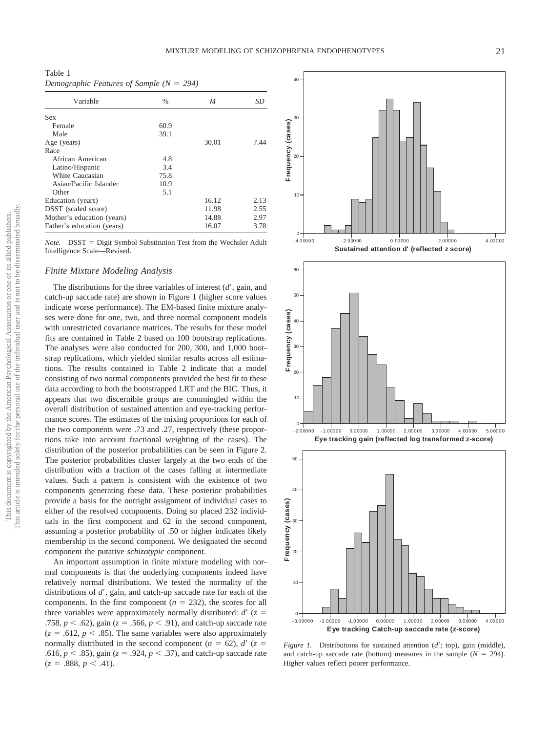Table 1
*Demographic Features of Sample (N = 294)*

| Variable | % | *M* | *SD* |
|---|---|---|---|
| Sex | | | |
| Female | 60.9 | | |
| Male | 39.1 | | |
| Age (years) | | 30.01 | 7.44 |
| Race | | | |
| African American | 4.8 | | |
| Latino/Hispanic | 3.4 | | |
| White Caucasian | 75.8 | | |
| Asian/Pacific Islander | 10.9 | | |
| Other | 5.1 | | |
| Education (years) | | 16.12 | 2.13 |
| DSST (scaled score) | | 11.98 | 2.55 |
| Mother's education (years) | | 14.88 | 2.97 |
| Father's education (years) | | 16.07 | 3.78 |

*Note.* DSST = Digit Symbol Substitution Test from the Wechsler Adult Intelligence Scale—Revised.

### Finite Mixture Modeling Analysis

The distributions for the three variables of interest ($d'$, gain, and catch-up saccade rate) are shown in Figure 1 (higher score values indicate worse performance). The EM-based finite mixture analyses were done for one, two, and three normal component models with unrestricted covariance matrices. The results for these model fits are contained in Table 2 based on 100 bootstrap replications. The analyses were also conducted for 200, 300, and 1,000 bootstrap replications, which yielded similar results across all estimations. The results contained in Table 2 indicate that a model consisting of two normal components provided the best fit to these data according to both the bootstrapped LRT and the BIC. Thus, it appears that two discernible groups are commingled within the overall distribution of sustained attention and eye-tracking performance scores. The estimates of the mixing proportions for each of the two components were .73 and .27, respectively (these proportions take into account fractional weighting of the cases). The distribution of the posterior probabilities can be seen in Figure 2. The posterior probabilities cluster largely at the two ends of the distribution with a fraction of the cases falling at intermediate values. Such a pattern is consistent with the existence of two components generating these data. These posterior probabilities provide a basis for the outright assignment of individual cases to either of the resolved components. Doing so placed 232 individuals in the first component and 62 in the second component, assuming a posterior probability of .50 or higher indicates likely membership in the second component. We designated the second component the putative *schizotypic* component.

An important assumption in finite mixture modeling with normal components is that the underlying components indeed have relatively normal distributions. We tested the normality of the distributions of $d'$, gain, and catch-up saccade rate for each of the components. In the first component ($n = 232$), the scores for all three variables were approximately normally distributed: $d'$ ($z = .758$, $p < .62$), gain ($z = .566$, $p < .91$), and catch-up saccade rate ($z = .612$, $p < .85$). The same variables were also approximately normally distributed in the second component ($n = 62$), $d'$ ($z = .616$, $p < .85$), gain ($z = .924$, $p < .37$), and catch-up saccade rate ($z = .888$, $p < .41$).

*Figure 1.* Distributions for sustained attention ($d'$; top), gain (middle), and catch-up saccade rate (bottom) measures in the sample ($N = 294$). Higher values reflect poorer performance.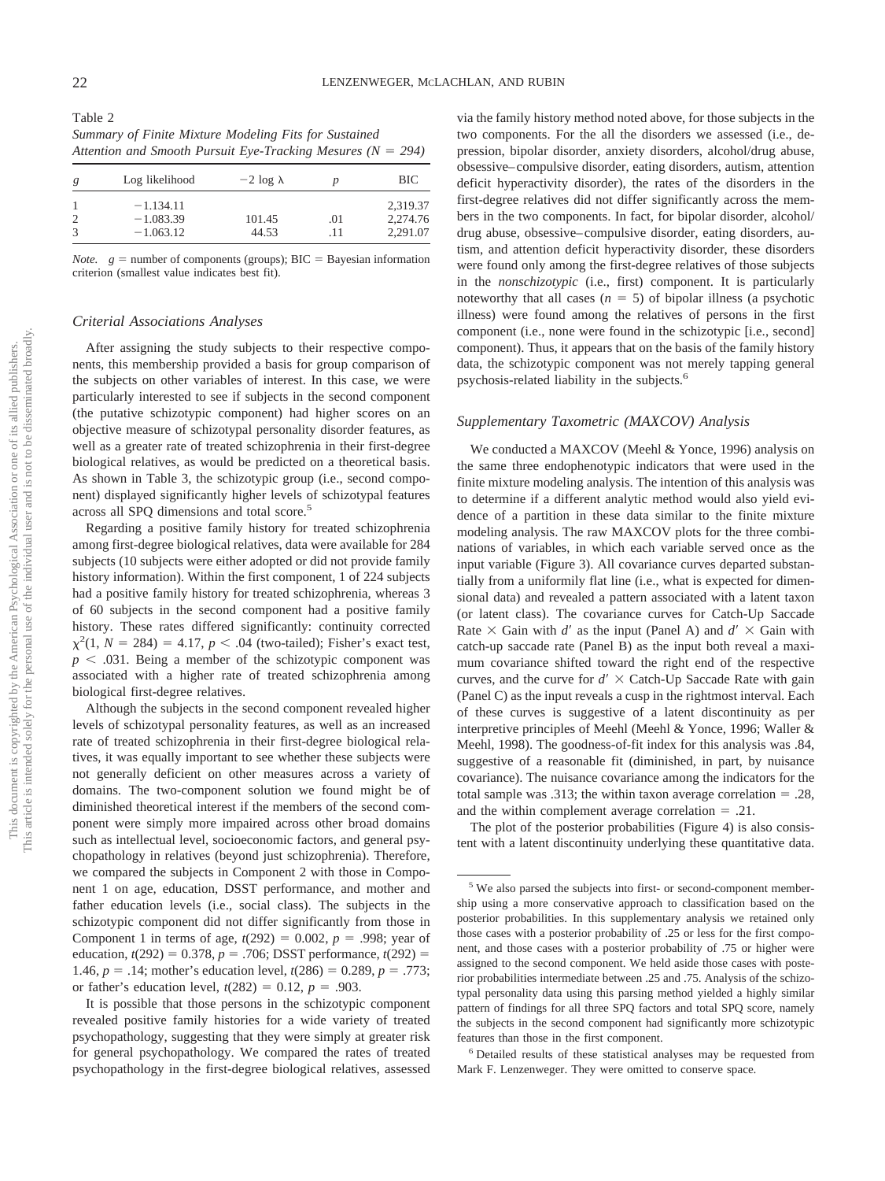Table 2

*Summary of Finite Mixture Modeling Fits for Sustained Attention and Smooth Pursuit Eye-Tracking Mesures (N = 294)*

| *g* | Log likelihood | −2 log λ | *p* | BIC |
|---|---|---|---|---|
| 1 | −1,134.11 | | | 2,319.37 |
| 2 | −1,083.39 | 101.45 | .01 | 2,274.76 |
| 3 | −1,063.12 | 44.53 | .11 | 2,291.07 |

*Note.* *g* = number of components (groups); BIC = Bayesian information criterion (smallest value indicates best fit).

### Criterial Associations Analyses

After assigning the study subjects to their respective components, this membership provided a basis for group comparison of the subjects on other variables of interest. In this case, we were particularly interested to see if subjects in the second component (the putative schizotypic component) had higher scores on an objective measure of schizotypal personality disorder features, as well as a greater rate of treated schizophrenia in their first-degree biological relatives, as would be predicted on a theoretical basis. As shown in Table 3, the schizotypic group (i.e., second component) displayed significantly higher levels of schizotypal features across all SPQ dimensions and total score.[5]

Regarding a positive family history for treated schizophrenia among first-degree biological relatives, data were available for 284 subjects (10 subjects were either adopted or did not provide family history information). Within the first component, 1 of 224 subjects had a positive family history for treated schizophrenia, whereas 3 of 60 subjects in the second component had a positive family history. These rates differed significantly: continuity corrected $\chi^2(1, N = 284) = 4.17$, $p < .04$ (two-tailed); Fisher's exact test, $p < .031$. Being a member of the schizotypic component was associated with a higher rate of treated schizophrenia among biological first-degree relatives.

Although the subjects in the second component revealed higher levels of schizotypal personality features, as well as an increased rate of treated schizophrenia in their first-degree biological relatives, it was equally important to see whether these subjects were not generally deficient on other measures across a variety of domains. The two-component solution we found might be of diminished theoretical interest if the members of the second component were simply more impaired across other broad domains such as intellectual level, socioeconomic factors, and general psychopathology in relatives (beyond just schizophrenia). Therefore, we compared the subjects in Component 2 with those in Component 1 on age, education, DSST performance, and mother and father education levels (i.e., social class). The subjects in the schizotypic component did not differ significantly from those in Component 1 in terms of age, $t(292) = 0.002$, $p = .998$; year of education, $t(292) = 0.378$, $p = .706$; DSST performance, $t(292) = 1.46$, $p = .14$; mother's education level, $t(286) = 0.289$, $p = .773$; or father's education level, $t(282) = 0.12$, $p = .903$.

It is possible that those persons in the schizotypic component revealed positive family histories for a wide variety of treated psychopathology, suggesting that they were simply at greater risk for general psychopathology. We compared the rates of treated psychopathology in the first-degree biological relatives, assessed via the family history method noted above, for those subjects in the two components. For the all the disorders we assessed (i.e., depression, bipolar disorder, anxiety disorders, alcohol/drug abuse, obsessive–compulsive disorder, eating disorders, autism, attention deficit hyperactivity disorder), the rates of the disorders in the first-degree relatives did not differ significantly across the members in the two components. In fact, for bipolar disorder, alcohol/drug abuse, obsessive–compulsive disorder, eating disorders, autism, and attention deficit hyperactivity disorder, these disorders were found only among the first-degree relatives of those subjects in the *nonschizotypic* (i.e., first) component. It is particularly noteworthy that all cases ($n = 5$) of bipolar illness (a psychotic illness) were found among the relatives of persons in the first component (i.e., none were found in the schizotypic [i.e., second] component). Thus, it appears that on the basis of the family history data, the schizotypic component was not merely tapping general psychosis-related liability in the subjects.[6]

### Supplementary Taxometric (MAXCOV) Analysis

We conducted a MAXCOV (Meehl & Yonce, 1996) analysis on the same three endophenotypic indicators that were used in the finite mixture modeling analysis. The intention of this analysis was to determine if a different analytic method would also yield evidence of a partition in these data similar to the finite mixture modeling analysis. The raw MAXCOV plots for the three combinations of variables, in which each variable served once as the input variable (Figure 3). All covariance curves departed substantially from a uniformly flat line (i.e., what is expected for dimensional data) and revealed a pattern associated with a latent taxon (or latent class). The covariance curves for Catch-Up Saccade Rate × Gain with $d'$ as the input (Panel A) and $d'$ × Gain with catch-up saccade rate (Panel B) as the input both reveal a maximum covariance shifted toward the right end of the respective curves, and the curve for $d'$ × Catch-Up Saccade Rate with gain (Panel C) as the input reveals a cusp in the rightmost interval. Each of these curves is suggestive of a latent discontinuity as per interpretive principles of Meehl (Meehl & Yonce, 1996; Waller & Meehl, 1998). The goodness-of-fit index for this analysis was .84, suggestive of a reasonable fit (diminished, in part, by nuisance covariance). The nuisance covariance among the indicators for the total sample was .313; the within taxon average correlation = .28, and the within complement average correlation = .21.

The plot of the posterior probabilities (Figure 4) is also consistent with a latent discontinuity underlying these quantitative data.

---

[5] We also parsed the subjects into first- or second-component membership using a more conservative approach to classification based on the posterior probabilities. In this supplementary analysis we retained only those cases with a posterior probability of .25 or less for the first component, and those cases with a posterior probability of .75 or higher were assigned to the second component. We held aside those cases with posterior probabilities intermediate between .25 and .75. Analysis of the schizotypal personality data using this parsing method yielded a highly similar pattern of findings for all three SPQ factors and total SPQ score, namely the subjects in the second component had significantly more schizotypic features than those in the first component.

[6] Detailed results of these statistical analyses may be requested from Mark F. Lenzenweger. They were omitted to conserve space.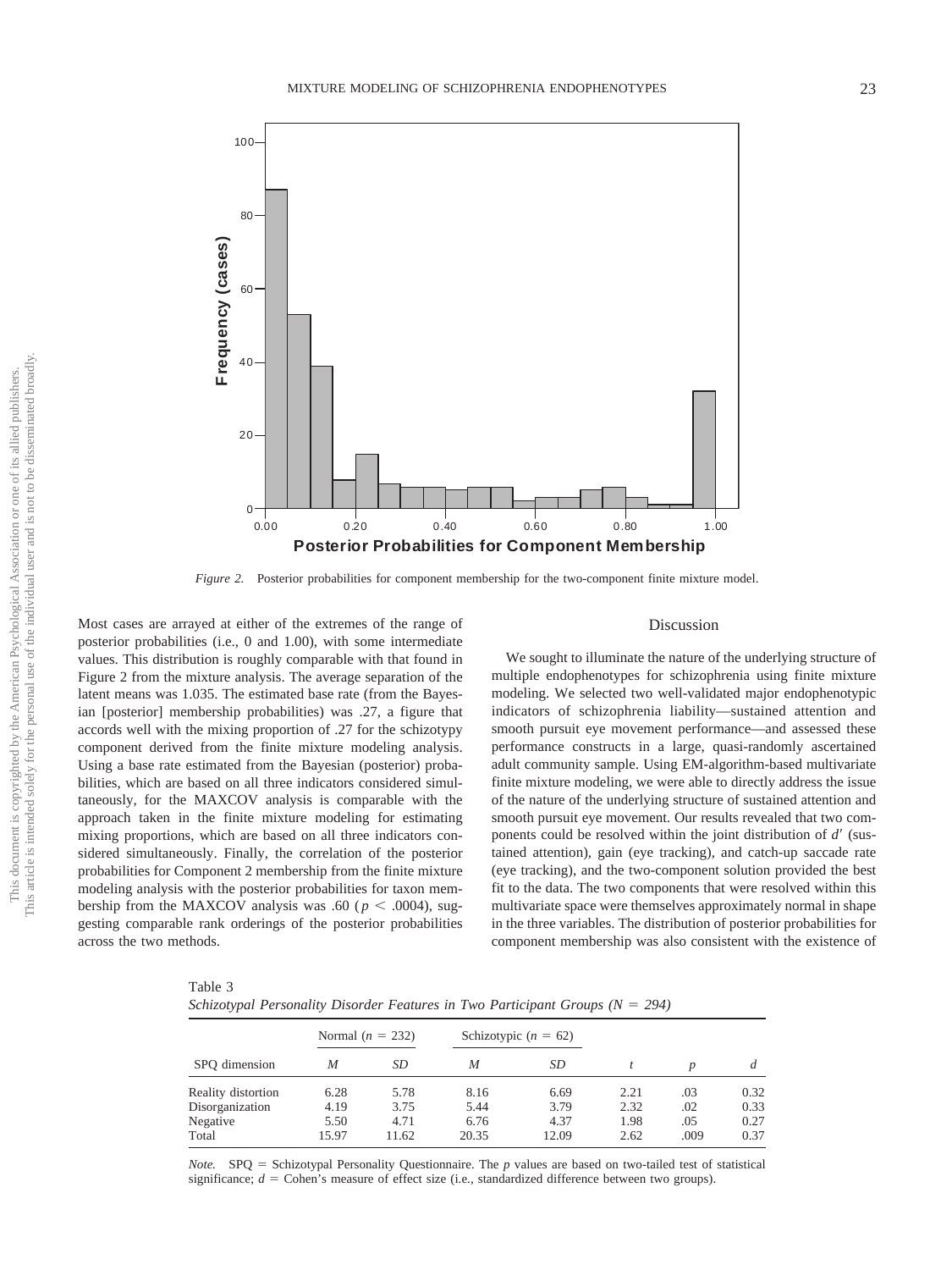*Figure 2.* Posterior probabilities for component membership for the two-component finite mixture model.

Most cases are arrayed at either of the extremes of the range of posterior probabilities (i.e., 0 and 1.00), with some intermediate values. This distribution is roughly comparable with that found in Figure 2 from the mixture analysis. The average separation of the latent means was 1.035. The estimated base rate (from the Bayesian [posterior] membership probabilities) was .27, a figure that accords well with the mixing proportion of .27 for the schizotypy component derived from the finite mixture modeling analysis. Using a base rate estimated from the Bayesian (posterior) probabilities, which are based on all three indicators considered simultaneously, for the MAXCOV analysis is comparable with the approach taken in the finite mixture modeling for estimating mixing proportions, which are based on all three indicators considered simultaneously. Finally, the correlation of the posterior probabilities for Component 2 membership from the finite mixture modeling analysis with the posterior probabilities for taxon membership from the MAXCOV analysis was .60 ($p < .0004$), suggesting comparable rank orderings of the posterior probabilities across the two methods.

## Discussion

We sought to illuminate the nature of the underlying structure of multiple endophenotypes for schizophrenia using finite mixture modeling. We selected two well-validated major endophenotypic indicators of schizophrenia liability—sustained attention and smooth pursuit eye movement performance—and assessed these performance constructs in a large, quasi-randomly ascertained adult community sample. Using EM-algorithm-based multivariate finite mixture modeling, we were able to directly address the issue of the nature of the underlying structure of sustained attention and smooth pursuit eye movement. Our results revealed that two components could be resolved within the joint distribution of $d'$ (sustained attention), gain (eye tracking), and catch-up saccade rate (eye tracking), and the two-component solution provided the best fit to the data. The two components that were resolved within this multivariate space were themselves approximately normal in shape in the three variables. The distribution of posterior probabilities for component membership was also consistent with the existence of

Table 3
*Schizotypal Personality Disorder Features in Two Participant Groups (N = 294)*

| | Normal ($n$ = 232) | | Schizotypic ($n$ = 62) | | | | |
|---|---|---|---|---|---|---|---|
| SPQ dimension | *M* | *SD* | *M* | *SD* | *t* | *p* | *d* |
| Reality distortion | 6.28 | 5.78 | 8.16 | 6.69 | 2.21 | .03 | 0.32 |
| Disorganization | 4.19 | 3.75 | 5.44 | 3.79 | 2.32 | .02 | 0.33 |
| Negative | 5.50 | 4.71 | 6.76 | 4.37 | 1.98 | .05 | 0.27 |
| Total | 15.97 | 11.62 | 20.35 | 12.09 | 2.62 | .009 | 0.37 |

*Note.* SPQ = Schizotypal Personality Questionnaire. The *p* values are based on two-tailed test of statistical significance; *d* = Cohen's measure of effect size (i.e., standardized difference between two groups).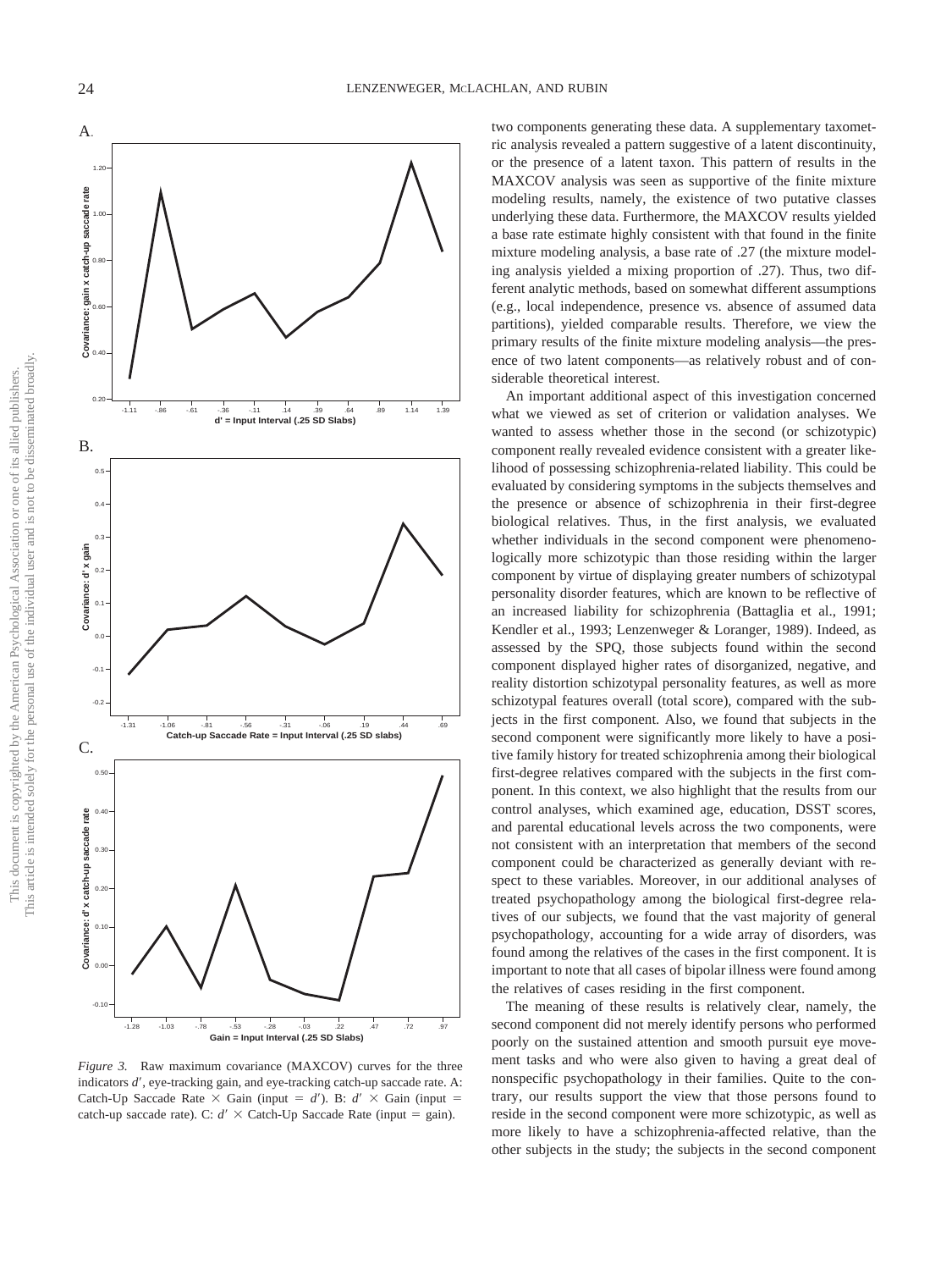A.

B.

C.

*Figure 3.* Raw maximum covariance (MAXCOV) curves for the three indicators $d'$, eye-tracking gain, and eye-tracking catch-up saccade rate. A: Catch-Up Saccade Rate $\times$ Gain (input $=$ $d'$). B: $d'$ $\times$ Gain (input $=$ catch-up saccade rate). C: $d'$ $\times$ Catch-Up Saccade Rate (input $=$ gain).

two components generating these data. A supplementary taxometric analysis revealed a pattern suggestive of a latent discontinuity, or the presence of a latent taxon. This pattern of results in the MAXCOV analysis was seen as supportive of the finite mixture modeling results, namely, the existence of two putative classes underlying these data. Furthermore, the MAXCOV results yielded a base rate estimate highly consistent with that found in the finite mixture modeling analysis, a base rate of .27 (the mixture modeling analysis yielded a mixing proportion of .27). Thus, two different analytic methods, based on somewhat different assumptions (e.g., local independence, presence vs. absence of assumed data partitions), yielded comparable results. Therefore, we view the primary results of the finite mixture modeling analysis—the presence of two latent components—as relatively robust and of considerable theoretical interest.

An important additional aspect of this investigation concerned what we viewed as set of criterion or validation analyses. We wanted to assess whether those in the second (or schizotypic) component really revealed evidence consistent with a greater likelihood of possessing schizophrenia-related liability. This could be evaluated by considering symptoms in the subjects themselves and the presence or absence of schizophrenia in their first-degree biological relatives. Thus, in the first analysis, we evaluated whether individuals in the second component were phenomenologically more schizotypic than those residing within the larger component by virtue of displaying greater numbers of schizotypal personality disorder features, which are known to be reflective of an increased liability for schizophrenia (Battaglia et al., 1991; Kendler et al., 1993; Lenzenweger & Loranger, 1989). Indeed, as assessed by the SPQ, those subjects found within the second component displayed higher rates of disorganized, negative, and reality distortion schizotypal personality features, as well as more schizotypal features overall (total score), compared with the subjects in the first component. Also, we found that subjects in the second component were significantly more likely to have a positive family history for treated schizophrenia among their biological first-degree relatives compared with the subjects in the first component. In this context, we also highlight that the results from our control analyses, which examined age, education, DSST scores, and parental educational levels across the two components, were not consistent with an interpretation that members of the second component could be characterized as generally deviant with respect to these variables. Moreover, in our additional analyses of treated psychopathology among the biological first-degree relatives of our subjects, we found that the vast majority of general psychopathology, accounting for a wide array of disorders, was found among the relatives of the cases in the first component. It is important to note that all cases of bipolar illness were found among the relatives of cases residing in the first component.

The meaning of these results is relatively clear, namely, the second component did not merely identify persons who performed poorly on the sustained attention and smooth pursuit eye movement tasks and who were also given to having a great deal of nonspecific psychopathology in their families. Quite to the contrary, our results support the view that those persons found to reside in the second component were more schizotypic, as well as more likely to have a schizophrenia-affected relative, than the other subjects in the study; the subjects in the second component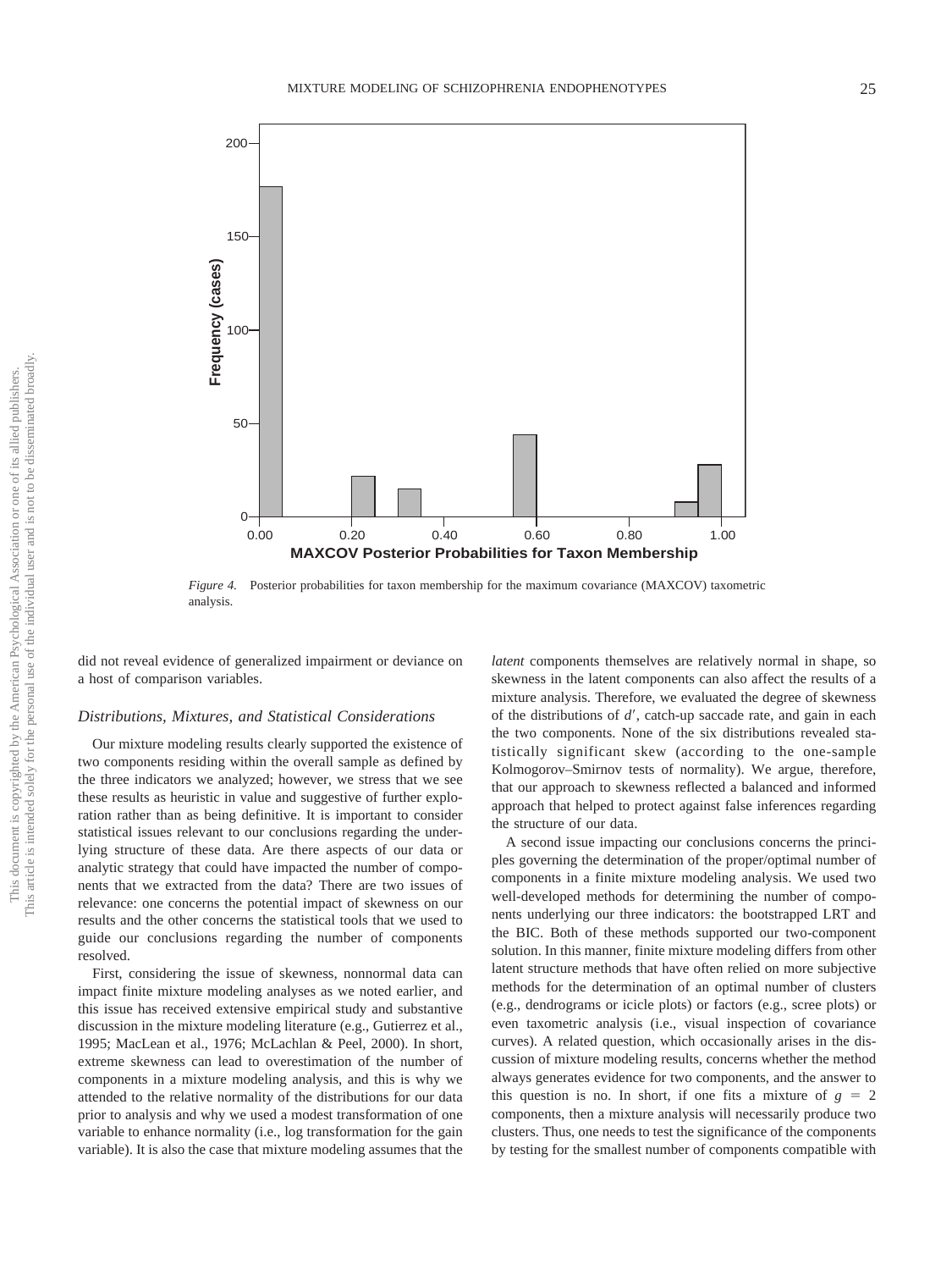*Figure 4.* Posterior probabilities for taxon membership for the maximum covariance (MAXCOV) taxometric analysis.

did not reveal evidence of generalized impairment or deviance on a host of comparison variables.

### *Distributions, Mixtures, and Statistical Considerations*

Our mixture modeling results clearly supported the existence of two components residing within the overall sample as defined by the three indicators we analyzed; however, we stress that we see these results as heuristic in value and suggestive of further exploration rather than as being definitive. It is important to consider statistical issues relevant to our conclusions regarding the underlying structure of these data. Are there aspects of our data or analytic strategy that could have impacted the number of components that we extracted from the data? There are two issues of relevance: one concerns the potential impact of skewness on our results and the other concerns the statistical tools that we used to guide our conclusions regarding the number of components resolved.

First, considering the issue of skewness, nonnormal data can impact finite mixture modeling analyses as we noted earlier, and this issue has received extensive empirical study and substantive discussion in the mixture modeling literature (e.g., Gutierrez et al., 1995; MacLean et al., 1976; McLachlan & Peel, 2000). In short, extreme skewness can lead to overestimation of the number of components in a mixture modeling analysis, and this is why we attended to the relative normality of the distributions for our data prior to analysis and why we used a modest transformation of one variable to enhance normality (i.e., log transformation for the gain variable). It is also the case that mixture modeling assumes that the *latent* components themselves are relatively normal in shape, so skewness in the latent components can also affect the results of a mixture analysis. Therefore, we evaluated the degree of skewness of the distributions of $d'$, catch-up saccade rate, and gain in each the two components. None of the six distributions revealed statistically significant skew (according to the one-sample Kolmogorov–Smirnov tests of normality). We argue, therefore, that our approach to skewness reflected a balanced and informed approach that helped to protect against false inferences regarding the structure of our data.

A second issue impacting our conclusions concerns the principles governing the determination of the proper/optimal number of components in a finite mixture modeling analysis. We used two well-developed methods for determining the number of components underlying our three indicators: the bootstrapped LRT and the BIC. Both of these methods supported our two-component solution. In this manner, finite mixture modeling differs from other latent structure methods that have often relied on more subjective methods for the determination of an optimal number of clusters (e.g., dendrograms or icicle plots) or factors (e.g., scree plots) or even taxometric analysis (i.e., visual inspection of covariance curves). A related question, which occasionally arises in the discussion of mixture modeling results, concerns whether the method always generates evidence for two components, and the answer to this question is no. In short, if one fits a mixture of $g = 2$ components, then a mixture analysis will necessarily produce two clusters. Thus, one needs to test the significance of the components by testing for the smallest number of components compatible with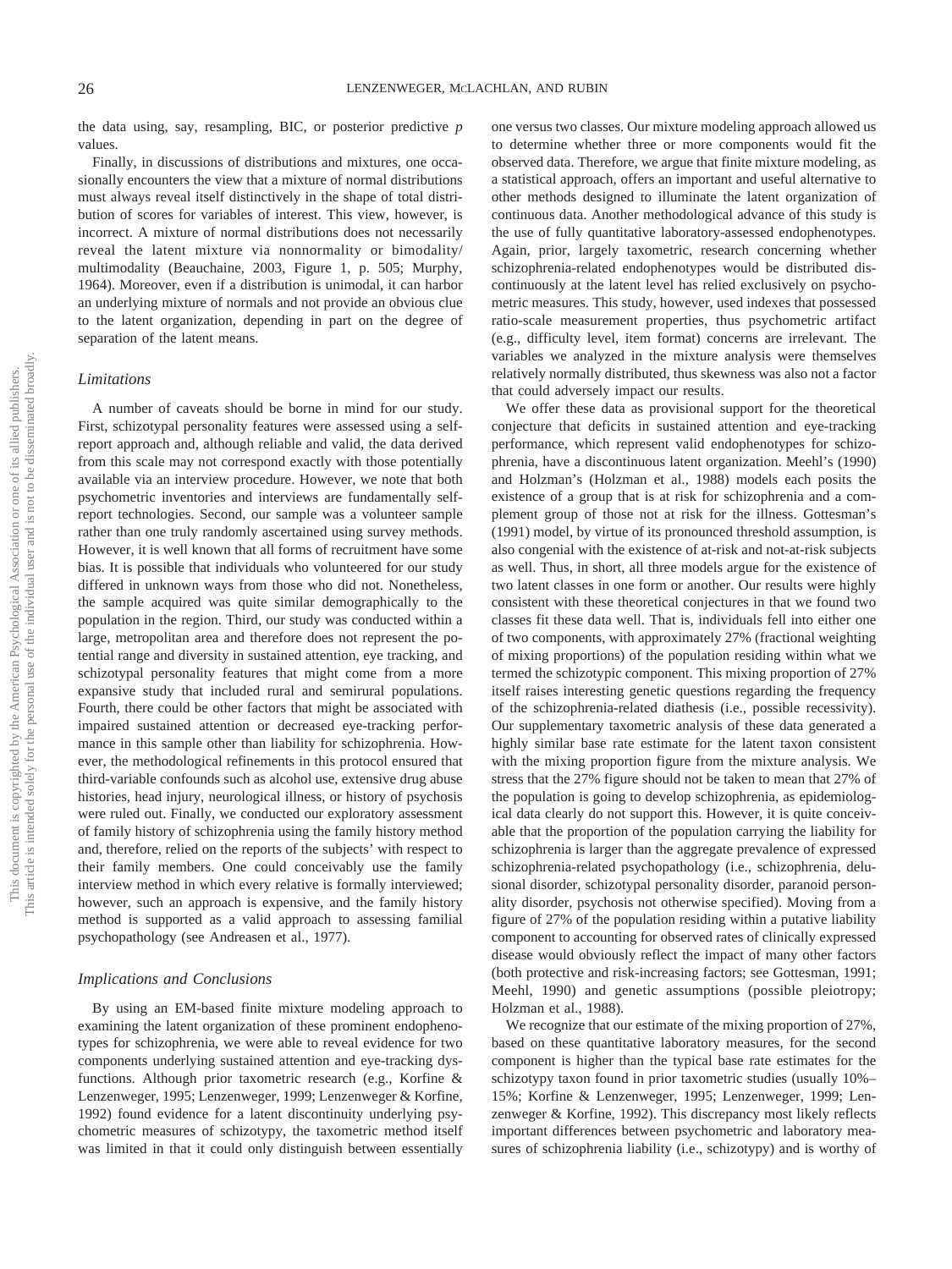the data using, say, resampling, BIC, or posterior predictive *p* values.

Finally, in discussions of distributions and mixtures, one occasionally encounters the view that a mixture of normal distributions must always reveal itself distinctively in the shape of total distribution of scores for variables of interest. This view, however, is incorrect. A mixture of normal distributions does not necessarily reveal the latent mixture via nonnormality or bimodality/multimodality (Beauchaine, 2003, Figure 1, p. 505; Murphy, 1964). Moreover, even if a distribution is unimodal, it can harbor an underlying mixture of normals and not provide an obvious clue to the latent organization, depending in part on the degree of separation of the latent means.

### *Limitations*

A number of caveats should be borne in mind for our study. First, schizotypal personality features were assessed using a self-report approach and, although reliable and valid, the data derived from this scale may not correspond exactly with those potentially available via an interview procedure. However, we note that both psychometric inventories and interviews are fundamentally self-report technologies. Second, our sample was a volunteer sample rather than one truly randomly ascertained using survey methods. However, it is well known that all forms of recruitment have some bias. It is possible that individuals who volunteered for our study differed in unknown ways from those who did not. Nonetheless, the sample acquired was quite similar demographically to the population in the region. Third, our study was conducted within a large, metropolitan area and therefore does not represent the potential range and diversity in sustained attention, eye tracking, and schizotypal personality features that might come from a more expansive study that included rural and semirural populations. Fourth, there could be other factors that might be associated with impaired sustained attention or decreased eye-tracking performance in this sample other than liability for schizophrenia. However, the methodological refinements in this protocol ensured that third-variable confounds such as alcohol use, extensive drug abuse histories, head injury, neurological illness, or history of psychosis were ruled out. Finally, we conducted our exploratory assessment of family history of schizophrenia using the family history method and, therefore, relied on the reports of the subjects' with respect to their family members. One could conceivably use the family interview method in which every relative is formally interviewed; however, such an approach is expensive, and the family history method is supported as a valid approach to assessing familial psychopathology (see Andreasen et al., 1977).

### *Implications and Conclusions*

By using an EM-based finite mixture modeling approach to examining the latent organization of these prominent endophenotypes for schizophrenia, we were able to reveal evidence for two components underlying sustained attention and eye-tracking dysfunctions. Although prior taxometric research (e.g., Korfine & Lenzenweger, 1995; Lenzenweger, 1999; Lenzenweger & Korfine, 1992) found evidence for a latent discontinuity underlying psychometric measures of schizotypy, the taxometric method itself was limited in that it could only distinguish between essentially one versus two classes. Our mixture modeling approach allowed us to determine whether three or more components would fit the observed data. Therefore, we argue that finite mixture modeling, as a statistical approach, offers an important and useful alternative to other methods designed to illuminate the latent organization of continuous data. Another methodological advance of this study is the use of fully quantitative laboratory-assessed endophenotypes. Again, prior, largely taxometric, research concerning whether schizophrenia-related endophenotypes would be distributed discontinuously at the latent level has relied exclusively on psychometric measures. This study, however, used indexes that possessed ratio-scale measurement properties, thus psychometric artifact (e.g., difficulty level, item format) concerns are irrelevant. The variables we analyzed in the mixture analysis were themselves relatively normally distributed, thus skewness was also not a factor that could adversely impact our results.

We offer these data as provisional support for the theoretical conjecture that deficits in sustained attention and eye-tracking performance, which represent valid endophenotypes for schizophrenia, have a discontinuous latent organization. Meehl's (1990) and Holzman's (Holzman et al., 1988) models each posits the existence of a group that is at risk for schizophrenia and a complement group of those not at risk for the illness. Gottesman's (1991) model, by virtue of its pronounced threshold assumption, is also congenial with the existence of at-risk and not-at-risk subjects as well. Thus, in short, all three models argue for the existence of two latent classes in one form or another. Our results were highly consistent with these theoretical conjectures in that we found two classes fit these data well. That is, individuals fell into either one of two components, with approximately 27% (fractional weighting of mixing proportions) of the population residing within what we termed the schizotypic component. This mixing proportion of 27% itself raises interesting genetic questions regarding the frequency of the schizophrenia-related diathesis (i.e., possible recessivity). Our supplementary taxometric analysis of these data generated a highly similar base rate estimate for the latent taxon consistent with the mixing proportion figure from the mixture analysis. We stress that the 27% figure should not be taken to mean that 27% of the population is going to develop schizophrenia, as epidemiological data clearly do not support this. However, it is quite conceivable that the proportion of the population carrying the liability for schizophrenia is larger than the aggregate prevalence of expressed schizophrenia-related psychopathology (i.e., schizophrenia, delusional disorder, schizotypal personality disorder, paranoid personality disorder, psychosis not otherwise specified). Moving from a figure of 27% of the population residing within a putative liability component to accounting for observed rates of clinically expressed disease would obviously reflect the impact of many other factors (both protective and risk-increasing factors; see Gottesman, 1991; Meehl, 1990) and genetic assumptions (possible pleiotropy; Holzman et al., 1988).

We recognize that our estimate of the mixing proportion of 27%, based on these quantitative laboratory measures, for the second component is higher than the typical base rate estimates for the schizotypy taxon found in prior taxometric studies (usually 10%–15%; Korfine & Lenzenweger, 1995; Lenzenweger, 1999; Lenzenweger & Korfine, 1992). This discrepancy most likely reflects important differences between psychometric and laboratory measures of schizophrenia liability (i.e., schizotypy) and is worthy of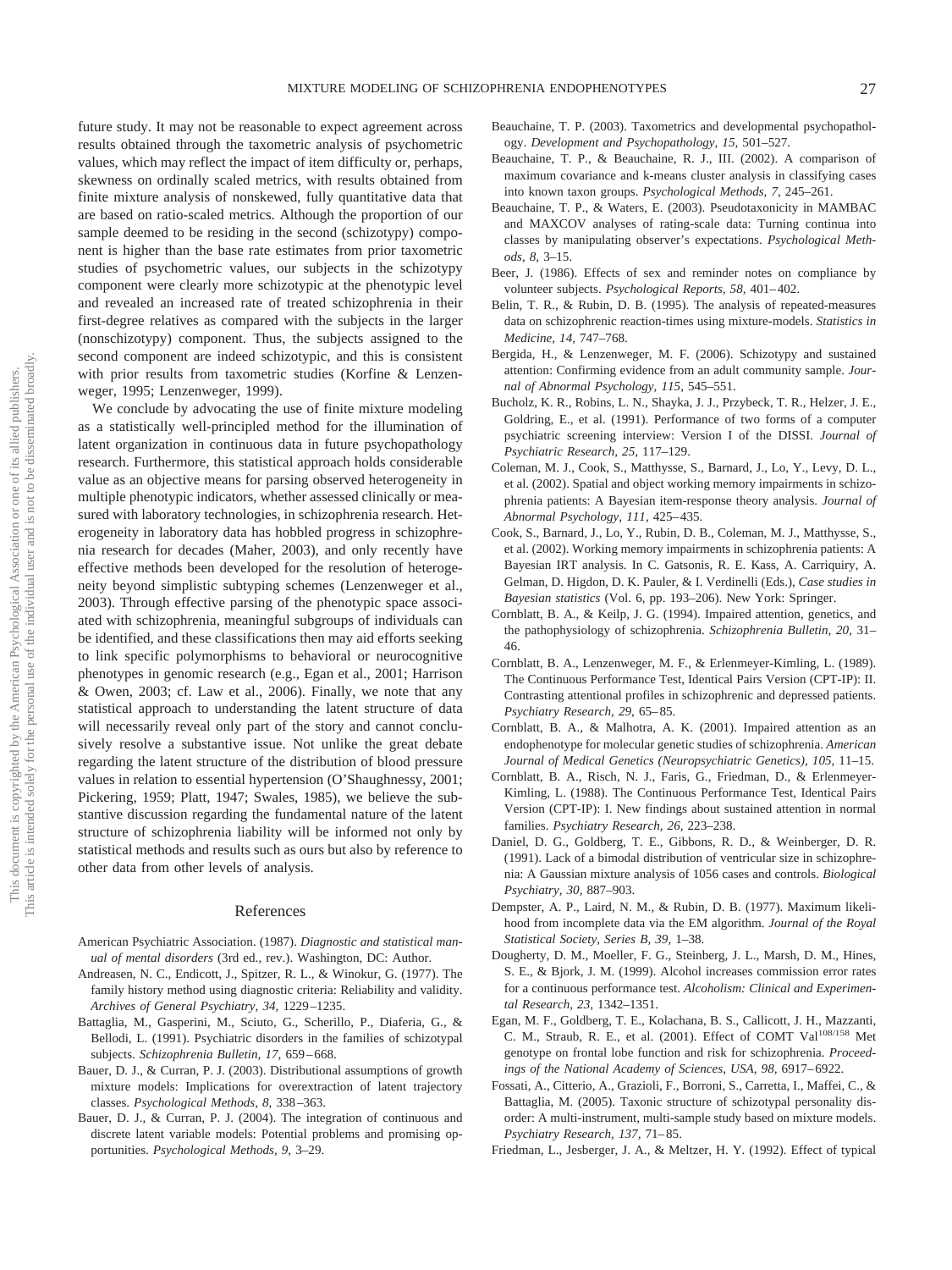future study. It may not be reasonable to expect agreement across results obtained through the taxometric analysis of psychometric values, which may reflect the impact of item difficulty or, perhaps, skewness on ordinally scaled metrics, with results obtained from finite mixture analysis of nonskewed, fully quantitative data that are based on ratio-scaled metrics. Although the proportion of our sample deemed to be residing in the second (schizotypy) component is higher than the base rate estimates from prior taxometric studies of psychometric values, our subjects in the schizotypy component were clearly more schizotypic at the phenotypic level and revealed an increased rate of treated schizophrenia in their first-degree relatives as compared with the subjects in the larger (nonschizotypy) component. Thus, the subjects assigned to the second component are indeed schizotypic, and this is consistent with prior results from taxometric studies (Korfine & Lenzenweger, 1995; Lenzenweger, 1999).

We conclude by advocating the use of finite mixture modeling as a statistically well-principled method for the illumination of latent organization in continuous data in future psychopathology research. Furthermore, this statistical approach holds considerable value as an objective means for parsing observed heterogeneity in multiple phenotypic indicators, whether assessed clinically or measured with laboratory technologies, in schizophrenia research. Heterogeneity in laboratory data has hobbled progress in schizophrenia research for decades (Maher, 2003), and only recently have effective methods been developed for the resolution of heterogeneity beyond simplistic subtyping schemes (Lenzenweger et al., 2003). Through effective parsing of the phenotypic space associated with schizophrenia, meaningful subgroups of individuals can be identified, and these classifications then may aid efforts seeking to link specific polymorphisms to behavioral or neurocognitive phenotypes in genomic research (e.g., Egan et al., 2001; Harrison & Owen, 2003; cf. Law et al., 2006). Finally, we note that any statistical approach to understanding the latent structure of data will necessarily reveal only part of the story and cannot conclusively resolve a substantive issue. Not unlike the great debate regarding the latent structure of the distribution of blood pressure values in relation to essential hypertension (O'Shaughnessy, 2001; Pickering, 1959; Platt, 1947; Swales, 1985), we believe the substantive discussion regarding the fundamental nature of the latent structure of schizophrenia liability will be informed not only by statistical methods and results such as ours but also by reference to other data from other levels of analysis.

## References

American Psychiatric Association. (1987). *Diagnostic and statistical manual of mental disorders* (3rd ed., rev.). Washington, DC: Author.

Andreasen, N. C., Endicott, J., Spitzer, R. L., & Winokur, G. (1977). The family history method using diagnostic criteria: Reliability and validity. *Archives of General Psychiatry, 34,* 1229–1235.

Battaglia, M., Gasperini, M., Sciuto, G., Scherillo, P., Diaferia, G., & Bellodi, L. (1991). Psychiatric disorders in the families of schizotypal subjects. *Schizophrenia Bulletin, 17,* 659–668.

Bauer, D. J., & Curran, P. J. (2003). Distributional assumptions of growth mixture models: Implications for overextraction of latent trajectory classes. *Psychological Methods, 8,* 338–363.

Bauer, D. J., & Curran, P. J. (2004). The integration of continuous and discrete latent variable models: Potential problems and promising opportunities. *Psychological Methods, 9,* 3–29.

Beauchaine, T. P. (2003). Taxometrics and developmental psychopathology. *Development and Psychopathology, 15,* 501–527.

Beauchaine, T. P., & Beauchaine, R. J., III. (2002). A comparison of maximum covariance and k-means cluster analysis in classifying cases into known taxon groups. *Psychological Methods, 7,* 245–261.

Beauchaine, T. P., & Waters, E. (2003). Pseudotaxonicity in MAMBAC and MAXCOV analyses of rating-scale data: Turning continua into classes by manipulating observer's expectations. *Psychological Methods, 8,* 3–15.

Beer, J. (1986). Effects of sex and reminder notes on compliance by volunteer subjects. *Psychological Reports, 58,* 401–402.

Belin, T. R., & Rubin, D. B. (1995). The analysis of repeated-measures data on schizophrenic reaction-times using mixture-models. *Statistics in Medicine, 14,* 747–768.

Bergida, H., & Lenzenweger, M. F. (2006). Schizotypy and sustained attention: Confirming evidence from an adult community sample. *Journal of Abnormal Psychology, 115,* 545–551.

Bucholz, K. R., Robins, L. N., Shayka, J. J., Przybeck, T. R., Helzer, J. E., Goldring, E., et al. (1991). Performance of two forms of a computer psychiatric screening interview: Version I of the DISSI. *Journal of Psychiatric Research, 25,* 117–129.

Coleman, M. J., Cook, S., Matthysse, S., Barnard, J., Lo, Y., Levy, D. L., et al. (2002). Spatial and object working memory impairments in schizophrenia patients: A Bayesian item-response theory analysis. *Journal of Abnormal Psychology, 111,* 425–435.

Cook, S., Barnard, J., Lo, Y., Rubin, D. B., Coleman, M. J., Matthysse, S., et al. (2002). Working memory impairments in schizophrenia patients: A Bayesian IRT analysis. In C. Gatsonis, R. E. Kass, A. Carriquiry, A. Gelman, D. Higdon, D. K. Pauler, & I. Verdinelli (Eds.), *Case studies in Bayesian statistics* (Vol. 6, pp. 193–206). New York: Springer.

Cornblatt, B. A., & Keilp, J. G. (1994). Impaired attention, genetics, and the pathophysiology of schizophrenia. *Schizophrenia Bulletin, 20,* 31–46.

Cornblatt, B. A., Lenzenweger, M. F., & Erlenmeyer-Kimling, L. (1989). The Continuous Performance Test, Identical Pairs Version (CPT-IP): II. Contrasting attentional profiles in schizophrenic and depressed patients. *Psychiatry Research, 29,* 65–85.

Cornblatt, B. A., & Malhotra, A. K. (2001). Impaired attention as an endophenotype for molecular genetic studies of schizophrenia. *American Journal of Medical Genetics (Neuropsychiatric Genetics), 105,* 11–15.

Cornblatt, B. A., Risch, N. J., Faris, G., Friedman, D., & Erlenmeyer-Kimling, L. (1988). The Continuous Performance Test, Identical Pairs Version (CPT-IP): I. New findings about sustained attention in normal families. *Psychiatry Research, 26,* 223–238.

Daniel, D. G., Goldberg, T. E., Gibbons, R. D., & Weinberger, D. R. (1991). Lack of a bimodal distribution of ventricular size in schizophrenia: A Gaussian mixture analysis of 1056 cases and controls. *Biological Psychiatry, 30,* 887–903.

Dempster, A. P., Laird, N. M., & Rubin, D. B. (1977). Maximum likelihood from incomplete data via the EM algorithm. *Journal of the Royal Statistical Society, Series B, 39,* 1–38.

Dougherty, D. M., Moeller, F. G., Steinberg, J. L., Marsh, D. M., Hines, S. E., & Bjork, J. M. (1999). Alcohol increases commission error rates for a continuous performance test. *Alcoholism: Clinical and Experimental Research, 23,* 1342–1351.

Egan, M. F., Goldberg, T. E., Kolachana, B. S., Callicott, J. H., Mazzanti, C. M., Straub, R. E., et al. (2001). Effect of COMT Val[108/158] Met genotype on frontal lobe function and risk for schizophrenia. *Proceedings of the National Academy of Sciences, USA, 98,* 6917–6922.

Fossati, A., Citterio, A., Grazioli, F., Borroni, S., Carretta, I., Maffei, C., & Battaglia, M. (2005). Taxonic structure of schizotypal personality disorder: A multi-instrument, multi-sample study based on mixture models. *Psychiatry Research, 137,* 71–85.

Friedman, L., Jesberger, J. A., & Meltzer, H. Y. (1992). Effect of typical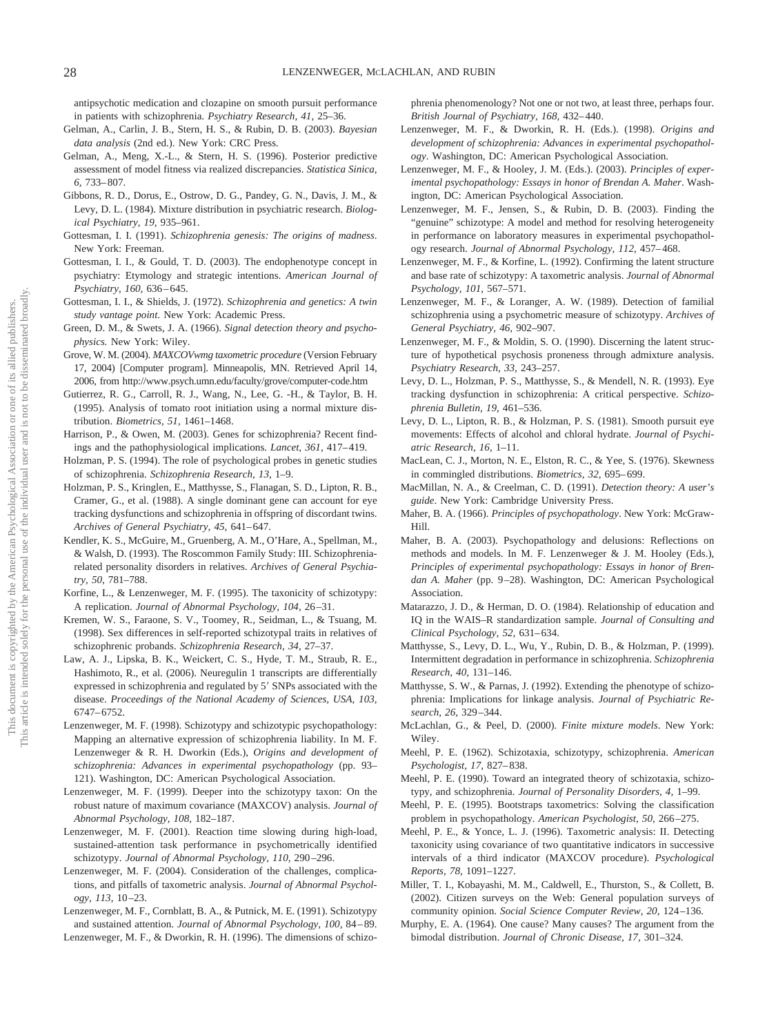antipsychotic medication and clozapine on smooth pursuit performance in patients with schizophrenia. *Psychiatry Research, 41,* 25–36.

Gelman, A., Carlin, J. B., Stern, H. S., & Rubin, D. B. (2003). *Bayesian data analysis* (2nd ed.). New York: CRC Press.

Gelman, A., Meng, X.-L., & Stern, H. S. (1996). Posterior predictive assessment of model fitness via realized discrepancies. *Statistica Sinica, 6,* 733–807.

Gibbons, R. D., Dorus, E., Ostrow, D. G., Pandey, G. N., Davis, J. M., & Levy, D. L. (1984). Mixture distribution in psychiatric research. *Biological Psychiatry, 19,* 935–961.

Gottesman, I. I. (1991). *Schizophrenia genesis: The origins of madness.* New York: Freeman.

Gottesman, I. I., & Gould, T. D. (2003). The endophenotype concept in psychiatry: Etymology and strategic intentions. *American Journal of Psychiatry, 160,* 636–645.

Gottesman, I. I., & Shields, J. (1972). *Schizophrenia and genetics: A twin study vantage point.* New York: Academic Press.

Green, D. M., & Swets, J. A. (1966). *Signal detection theory and psychophysics.* New York: Wiley.

Grove, W. M. (2004). *MAXCOVwmg taxometric procedure* (Version February 17, 2004) [Computer program]. Minneapolis, MN. Retrieved April 14, 2006, from http://www.psych.umn.edu/faculty/grove/computer-code.htm

Gutierrez, R. G., Carroll, R. J., Wang, N., Lee, G. -H., & Taylor, B. H. (1995). Analysis of tomato root initiation using a normal mixture distribution. *Biometrics, 51,* 1461–1468.

Harrison, P., & Owen, M. (2003). Genes for schizophrenia? Recent findings and the pathophysiological implications. *Lancet, 361,* 417–419.

Holzman, P. S. (1994). The role of psychological probes in genetic studies of schizophrenia. *Schizophrenia Research, 13,* 1–9.

Holzman, P. S., Kringlen, E., Matthysse, S., Flanagan, S. D., Lipton, R. B., Cramer, G., et al. (1988). A single dominant gene can account for eye tracking dysfunctions and schizophrenia in offspring of discordant twins. *Archives of General Psychiatry, 45,* 641–647.

Kendler, K. S., McGuire, M., Gruenberg, A. M., O'Hare, A., Spellman, M., & Walsh, D. (1993). The Roscommon Family Study: III. Schizophrenia-related personality disorders in relatives. *Archives of General Psychiatry, 50,* 781–788.

Korfine, L., & Lenzenweger, M. F. (1995). The taxonicity of schizotypy: A replication. *Journal of Abnormal Psychology, 104,* 26–31.

Kremen, W. S., Faraone, S. V., Toomey, R., Seidman, L., & Tsuang, M. (1998). Sex differences in self-reported schizotypal traits in relatives of schizophrenic probands. *Schizophrenia Research, 34,* 27–37.

Law, A. J., Lipska, B. K., Weickert, C. S., Hyde, T. M., Straub, R. E., Hashimoto, R., et al. (2006). Neuregulin 1 transcripts are differentially expressed in schizophrenia and regulated by 5′ SNPs associated with the disease. *Proceedings of the National Academy of Sciences, USA, 103,* 6747–6752.

Lenzenweger, M. F. (1998). Schizotypy and schizotypic psychopathology: Mapping an alternative expression of schizophrenia liability. In M. F. Lenzenweger & R. H. Dworkin (Eds.), *Origins and development of schizophrenia: Advances in experimental psychopathology* (pp. 93–121). Washington, DC: American Psychological Association.

Lenzenweger, M. F. (1999). Deeper into the schizotypy taxon: On the robust nature of maximum covariance (MAXCOV) analysis. *Journal of Abnormal Psychology, 108,* 182–187.

Lenzenweger, M. F. (2001). Reaction time slowing during high-load, sustained-attention task performance in psychometrically identified schizotypy. *Journal of Abnormal Psychology, 110,* 290–296.

Lenzenweger, M. F. (2004). Consideration of the challenges, complications, and pitfalls of taxometric analysis. *Journal of Abnormal Psychology, 113,* 10–23.

Lenzenweger, M. F., Cornblatt, B. A., & Putnick, M. E. (1991). Schizotypy and sustained attention. *Journal of Abnormal Psychology, 100,* 84–89.

Lenzenweger, M. F., & Dworkin, R. H. (1996). The dimensions of schizophrenia phenomenology? Not one or not two, at least three, perhaps four. *British Journal of Psychiatry, 168,* 432–440.

Lenzenweger, M. F., & Dworkin, R. H. (Eds.). (1998). *Origins and development of schizophrenia: Advances in experimental psychopathology*. Washington, DC: American Psychological Association.

Lenzenweger, M. F., & Hooley, J. M. (Eds.). (2003). *Principles of experimental psychopathology: Essays in honor of Brendan A. Maher*. Washington, DC: American Psychological Association.

Lenzenweger, M. F., Jensen, S., & Rubin, D. B. (2003). Finding the "genuine" schizotype: A model and method for resolving heterogeneity in performance on laboratory measures in experimental psychopathology research. *Journal of Abnormal Psychology, 112,* 457–468.

Lenzenweger, M. F., & Korfine, L. (1992). Confirming the latent structure and base rate of schizotypy: A taxometric analysis. *Journal of Abnormal Psychology, 101,* 567–571.

Lenzenweger, M. F., & Loranger, A. W. (1989). Detection of familial schizophrenia using a psychometric measure of schizotypy. *Archives of General Psychiatry, 46,* 902–907.

Lenzenweger, M. F., & Moldin, S. O. (1990). Discerning the latent structure of hypothetical psychosis proneness through admixture analysis. *Psychiatry Research, 33,* 243–257.

Levy, D. L., Holzman, P. S., Matthysse, S., & Mendell, N. R. (1993). Eye tracking dysfunction in schizophrenia: A critical perspective. *Schizophrenia Bulletin, 19,* 461–536.

Levy, D. L., Lipton, R. B., & Holzman, P. S. (1981). Smooth pursuit eye movements: Effects of alcohol and chloral hydrate. *Journal of Psychiatric Research, 16,* 1–11.

MacLean, C. J., Morton, N. E., Elston, R. C., & Yee, S. (1976). Skewness in commingled distributions. *Biometrics, 32,* 695–699.

MacMillan, N. A., & Creelman, C. D. (1991). *Detection theory: A user's guide*. New York: Cambridge University Press.

Maher, B. A. (1966). *Principles of psychopathology*. New York: McGraw-Hill.

Maher, B. A. (2003). Psychopathology and delusions: Reflections on methods and models. In M. F. Lenzenweger & J. M. Hooley (Eds.), *Principles of experimental psychopathology: Essays in honor of Brendan A. Maher* (pp. 9–28). Washington, DC: American Psychological Association.

Matarazzo, J. D., & Herman, D. O. (1984). Relationship of education and IQ in the WAIS–R standardization sample. *Journal of Consulting and Clinical Psychology, 52,* 631–634.

Matthysse, S., Levy, D. L., Wu, Y., Rubin, D. B., & Holzman, P. (1999). Intermittent degradation in performance in schizophrenia. *Schizophrenia Research, 40,* 131–146.

Matthysse, S. W., & Parnas, J. (1992). Extending the phenotype of schizophrenia: Implications for linkage analysis. *Journal of Psychiatric Research, 26,* 329–344.

McLachlan, G., & Peel, D. (2000). *Finite mixture models*. New York: Wiley.

Meehl, P. E. (1962). Schizotaxia, schizotypy, schizophrenia. *American Psychologist, 17,* 827–838.

Meehl, P. E. (1990). Toward an integrated theory of schizotaxia, schizotypy, and schizophrenia. *Journal of Personality Disorders, 4,* 1–99.

Meehl, P. E. (1995). Bootstraps taxometrics: Solving the classification problem in psychopathology. *American Psychologist, 50,* 266–275.

Meehl, P. E., & Yonce, L. J. (1996). Taxometric analysis: II. Detecting taxonicity using covariance of two quantitative indicators in successive intervals of a third indicator (MAXCOV procedure). *Psychological Reports, 78,* 1091–1227.

Miller, T. I., Kobayashi, M. M., Caldwell, E., Thurston, S., & Collett, B. (2002). Citizen surveys on the Web: General population surveys of community opinion. *Social Science Computer Review, 20,* 124–136.

Murphy, E. A. (1964). One cause? Many causes? The argument from the bimodal distribution. *Journal of Chronic Disease, 17,* 301–324.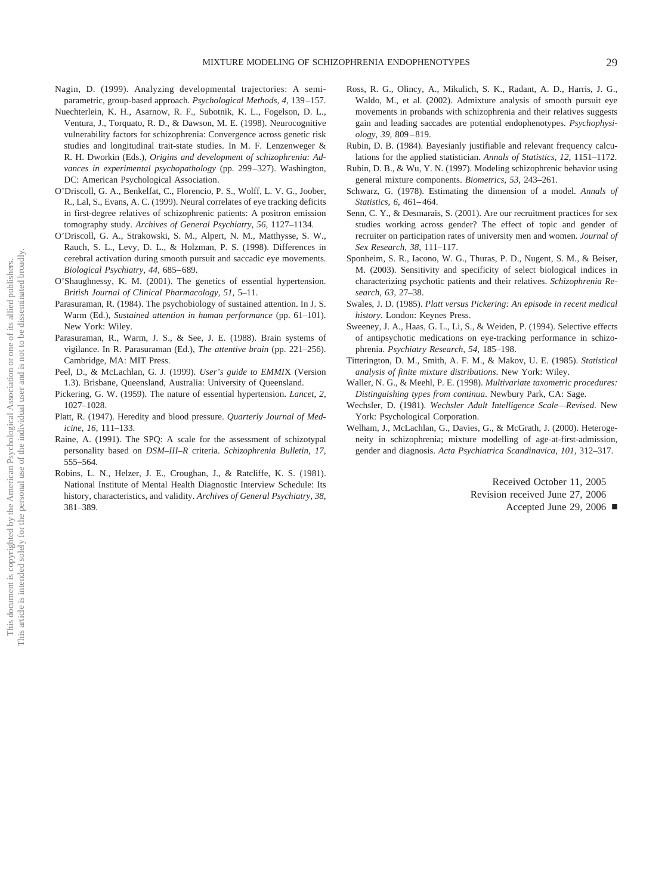Nagin, D. (1999). Analyzing developmental trajectories: A semiparametric, group-based approach. *Psychological Methods, 4,* 139–157.

Nuechterlein, K. H., Asarnow, R. F., Subotnik, K. L., Fogelson, D. L., Ventura, J., Torquato, R. D., & Dawson, M. E. (1998). Neurocognitive vulnerability factors for schizophrenia: Convergence across genetic risk studies and longitudinal trait-state studies. In M. F. Lenzenweger & R. H. Dworkin (Eds.), *Origins and development of schizophrenia: Advances in experimental psychopathology* (pp. 299–327). Washington, DC: American Psychological Association.

O'Driscoll, G. A., Benkelfat, C., Florencio, P. S., Wolff, L. V. G., Joober, R., Lal, S., Evans, A. C. (1999). Neural correlates of eye tracking deficits in first-degree relatives of schizophrenic patients: A positron emission tomography study. *Archives of General Psychiatry, 56,* 1127–1134.

O'Driscoll, G. A., Strakowski, S. M., Alpert, N. M., Matthysse, S. W., Rauch, S. L., Levy, D. L., & Holzman, P. S. (1998). Differences in cerebral activation during smooth pursuit and saccadic eye movements. *Biological Psychiatry, 44,* 685–689.

O'Shaughnessy, K. M. (2001). The genetics of essential hypertension. *British Journal of Clinical Pharmacology, 51,* 5–11.

Parasuraman, R. (1984). The psychobiology of sustained attention. In J. S. Warm (Ed.), *Sustained attention in human performance* (pp. 61–101). New York: Wiley.

Parasuraman, R., Warm, J. S., & See, J. E. (1988). Brain systems of vigilance. In R. Parasuraman (Ed.), *The attentive brain* (pp. 221–256). Cambridge, MA: MIT Press.

Peel, D., & McLachlan, G. J. (1999). *User's guide to EMMIX* (Version 1.3). Brisbane, Queensland, Australia: University of Queensland.

Pickering, G. W. (1959). The nature of essential hypertension. *Lancet, 2,* 1027–1028.

Platt, R. (1947). Heredity and blood pressure. *Quarterly Journal of Medicine, 16,* 111–133.

Raine, A. (1991). The SPQ: A scale for the assessment of schizotypal personality based on *DSM–III–R* criteria. *Schizophrenia Bulletin, 17,* 555–564.

Robins, L. N., Helzer, J. E., Croughan, J., & Ratcliffe, K. S. (1981). National Institute of Mental Health Diagnostic Interview Schedule: Its history, characteristics, and validity. *Archives of General Psychiatry, 38,* 381–389.

Ross, R. G., Olincy, A., Mikulich, S. K., Radant, A. D., Harris, J. G., Waldo, M., et al. (2002). Admixture analysis of smooth pursuit eye movements in probands with schizophrenia and their relatives suggests gain and leading saccades are potential endophenotypes. *Psychophysiology, 39,* 809–819.

Rubin, D. B. (1984). Bayesianly justifiable and relevant frequency calculations for the applied statistician. *Annals of Statistics, 12,* 1151–1172.

Rubin, D. B., & Wu, Y. N. (1997). Modeling schizophrenic behavior using general mixture components. *Biometrics, 53,* 243–261.

Schwarz, G. (1978). Estimating the dimension of a model. *Annals of Statistics, 6,* 461–464.

Senn, C. Y., & Desmarais, S. (2001). Are our recruitment practices for sex studies working across gender? The effect of topic and gender of recruiter on participation rates of university men and women. *Journal of Sex Research, 38,* 111–117.

Sponheim, S. R., Iacono, W. G., Thuras, P. D., Nugent, S. M., & Beiser, M. (2003). Sensitivity and specificity of select biological indices in characterizing psychotic patients and their relatives. *Schizophrenia Research, 63,* 27–38.

Swales, J. D. (1985). *Platt versus Pickering: An episode in recent medical history*. London: Keynes Press.

Sweeney, J. A., Haas, G. L., Li, S., & Weiden, P. (1994). Selective effects of antipsychotic medications on eye-tracking performance in schizophrenia. *Psychiatry Research, 54,* 185–198.

Titterington, D. M., Smith, A. F. M., & Makov, U. E. (1985). *Statistical analysis of finite mixture distributions*. New York: Wiley.

Waller, N. G., & Meehl, P. E. (1998). *Multivariate taxometric procedures: Distinguishing types from continua*. Newbury Park, CA: Sage.

Wechsler, D. (1981). *Wechsler Adult Intelligence Scale—Revised*. New York: Psychological Corporation.

Welham, J., McLachlan, G., Davies, G., & McGrath, J. (2000). Heterogeneity in schizophrenia; mixture modelling of age-at-first-admission, gender and diagnosis. *Acta Psychiatrica Scandinavica, 101,* 312–317.

Received October 11, 2005
Revision received June 27, 2006
Accepted June 29, 2006 ■